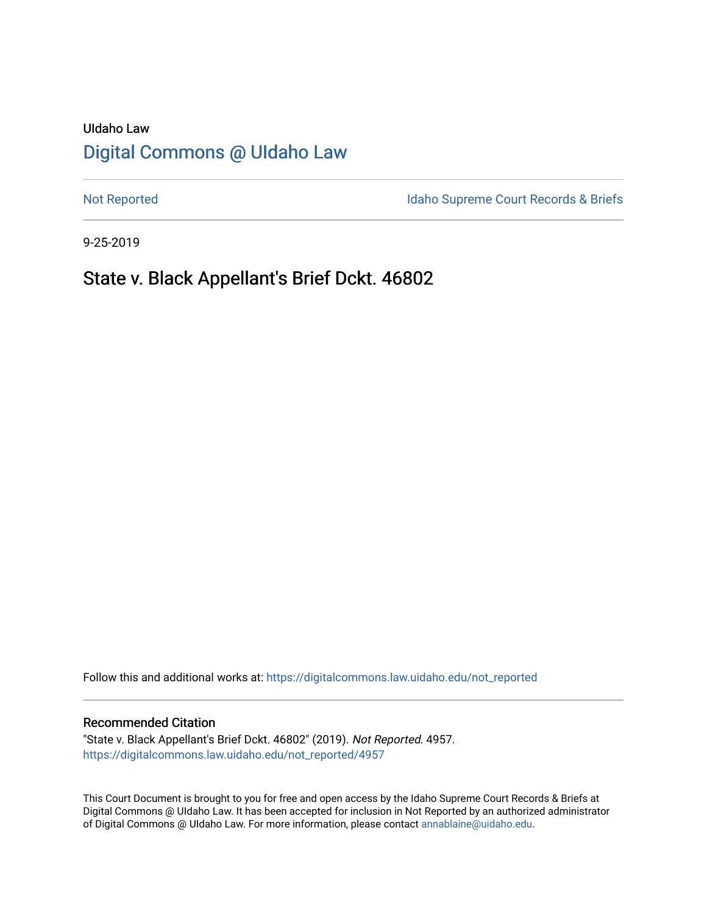UIdaho Law

# Digital Commons @ UIdaho Law

Not Reported

Idaho Supreme Court Records & Briefs

9-25-2019

## State v. Black Appellant's Brief Dckt. 46802

Follow this and additional works at: https://digitalcommons.law.uidaho.edu/not_reported

### Recommended Citation

"State v. Black Appellant's Brief Dckt. 46802" (2019). *Not Reported*. 4957.
https://digitalcommons.law.uidaho.edu/not_reported/4957

This Court Document is brought to you for free and open access by the Idaho Supreme Court Records & Briefs at Digital Commons @ UIdaho Law. It has been accepted for inclusion in Not Reported by an authorized administrator of Digital Commons @ UIdaho Law. For more information, please contact annablaine@uidaho.edu.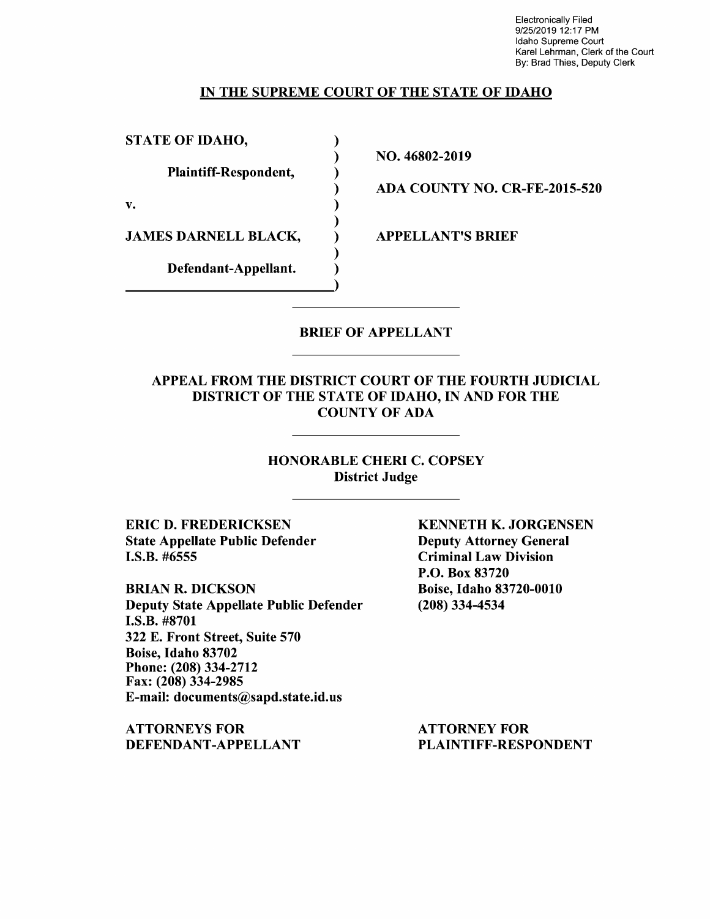Electronically Filed
9/25/2019 12:17 PM
Idaho Supreme Court
Karel Lehrman, Clerk of the Court
By: Brad Thies, Deputy Clerk

## IN THE SUPREME COURT OF THE STATE OF IDAHO

| | | |
|---|---|---|
| **STATE OF IDAHO,** | ) | |
| | ) | **NO. 46802-2019** |
| **Plaintiff-Respondent,** | ) | |
| | ) | **ADA COUNTY NO. CR-FE-2015-520** |
| **v.** | ) | |
| | ) | |
| **JAMES DARNELL BLACK,** | ) | **APPELLANT'S BRIEF** |
| | ) | |
| **Defendant-Appellant.** | ) | |
| | ) | |

## BRIEF OF APPELLANT

### APPEAL FROM THE DISTRICT COURT OF THE FOURTH JUDICIAL DISTRICT OF THE STATE OF IDAHO, IN AND FOR THE COUNTY OF ADA

**HONORABLE CHERI C. COPSEY**
**District Judge**

**ERIC D. FREDERICKSEN**
**State Appellate Public Defender**
**I.S.B. #6555**

**BRIAN R. DICKSON**
**Deputy State Appellate Public Defender**
**I.S.B. #8701**
**322 E. Front Street, Suite 570**
**Boise, Idaho 83702**
**Phone: (208) 334-2712**
**Fax: (208) 334-2985**
**E-mail: documents@sapd.state.id.us**

**ATTORNEYS FOR DEFENDANT-APPELLANT**

**KENNETH K. JORGENSEN**
**Deputy Attorney General**
**Criminal Law Division**
**P.O. Box 83720**
**Boise, Idaho 83720-0010**
**(208) 334-4534**

**ATTORNEY FOR PLAINTIFF-RESPONDENT**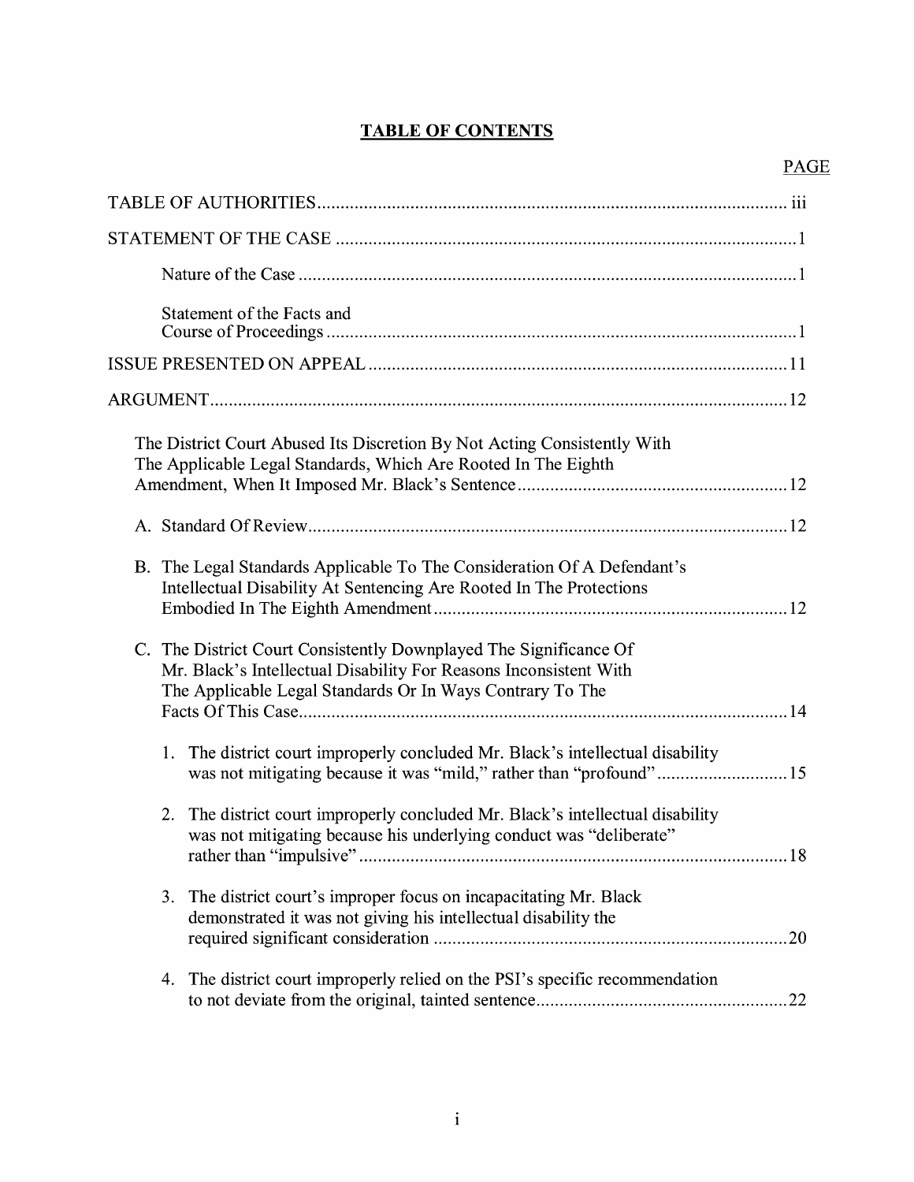# TABLE OF CONTENTS

| | PAGE |
|---|---|
| TABLE OF AUTHORITIES | iii |
| STATEMENT OF THE CASE | 1 |
| Nature of the Case | 1 |
| Statement of the Facts and Course of Proceedings | 1 |
| ISSUE PRESENTED ON APPEAL | 11 |
| ARGUMENT | 12 |
| The District Court Abused Its Discretion By Not Acting Consistently With The Applicable Legal Standards, Which Are Rooted In The Eighth Amendment, When It Imposed Mr. Black's Sentence | 12 |
| A. Standard Of Review | 12 |
| B. The Legal Standards Applicable To The Consideration Of A Defendant's Intellectual Disability At Sentencing Are Rooted In The Protections Embodied In The Eighth Amendment | 12 |
| C. The District Court Consistently Downplayed The Significance Of Mr. Black's Intellectual Disability For Reasons Inconsistent With The Applicable Legal Standards Or In Ways Contrary To The Facts Of This Case | 14 |
| 1. The district court improperly concluded Mr. Black's intellectual disability was not mitigating because it was "mild," rather than "profound" | 15 |
| 2. The district court improperly concluded Mr. Black's intellectual disability was not mitigating because his underlying conduct was "deliberate" rather than "impulsive" | 18 |
| 3. The district court's improper focus on incapacitating Mr. Black demonstrated it was not giving his intellectual disability the required significant consideration | 20 |
| 4. The district court improperly relied on the PSI's specific recommendation to not deviate from the original, tainted sentence | 22 |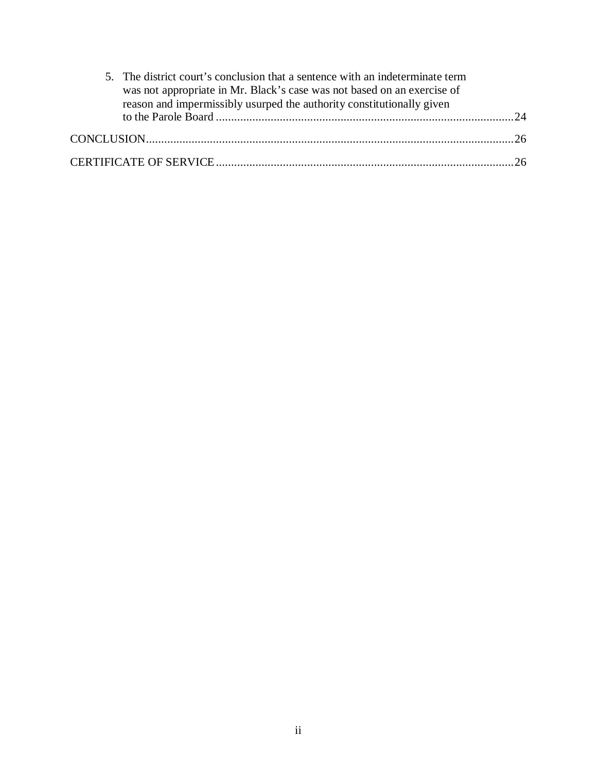5. The district court's conclusion that a sentence with an indeterminate term was not appropriate in Mr. Black's case was not based on an exercise of reason and impermissibly usurped the authority constitutionally given to the Parole Board ........................................................................................ 24

CONCLUSION ........................................................................................................ 26

CERTIFICATE OF SERVICE ................................................................................. 26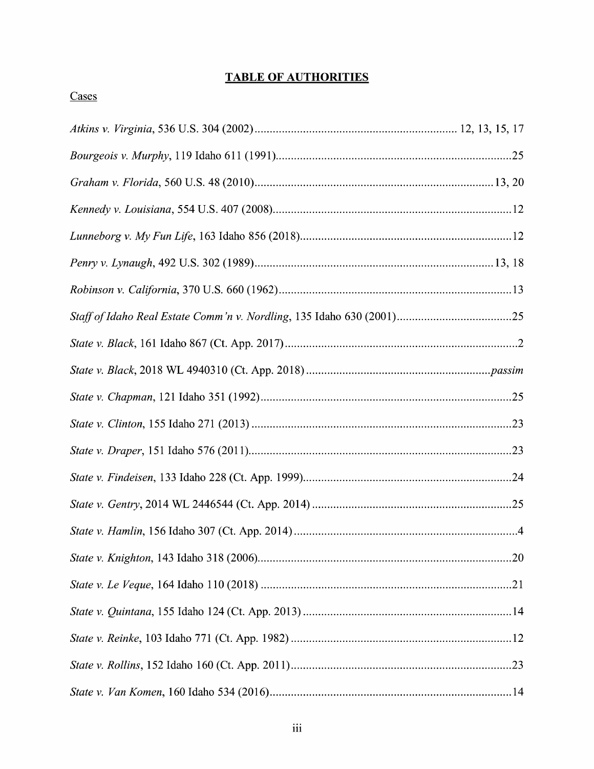# TABLE OF AUTHORITIES

## Cases

*Atkins v. Virginia*, 536 U.S. 304 (2002) .................................................................. 12, 13, 15, 17

*Bourgeois v. Murphy*, 119 Idaho 611 (1991) ............................................................................. 25

*Graham v. Florida*, 560 U.S. 48 (2010) .............................................................................. 13, 20

*Kennedy v. Louisiana*, 554 U.S. 407 (2008) .............................................................................. 12

*Lunneborg v. My Fun Life*, 163 Idaho 856 (2018) ..................................................................... 12

*Penry v. Lynaugh*, 492 U.S. 302 (1989) .............................................................................. 13, 18

*Robinson v. California*, 370 U.S. 660 (1962) ............................................................................. 13

*Staff of Idaho Real Estate Comm'n v. Nordling*, 135 Idaho 630 (2001) ...................................... 25

*State v. Black*, 161 Idaho 867 (Ct. App. 2017) ............................................................................. 2

*State v. Black*, 2018 WL 4940310 (Ct. App. 2018) ............................................................ *passim*

*State v. Chapman*, 121 Idaho 351 (1992) .................................................................................. 25

*State v. Clinton*, 155 Idaho 271 (2013) ..................................................................................... 23

*State v. Draper*, 151 Idaho 576 (2011) ...................................................................................... 23

*State v. Findeisen*, 133 Idaho 228 (Ct. App. 1999) .................................................................... 24

*State v. Gentry*, 2014 WL 2446544 (Ct. App. 2014) ................................................................. 25

*State v. Hamlin*, 156 Idaho 307 (Ct. App. 2014) ......................................................................... 4

*State v. Knighton*, 143 Idaho 318 (2006) ................................................................................... 20

*State v. Le Veque*, 164 Idaho 110 (2018) .................................................................................. 21

*State v. Quintana*, 155 Idaho 124 (Ct. App. 2013) .................................................................... 14

*State v. Reinke*, 103 Idaho 771 (Ct. App. 1982) ........................................................................ 12

*State v. Rollins*, 152 Idaho 160 (Ct. App. 2011) ........................................................................ 23

*State v. Van Komen*, 160 Idaho 534 (2016) ............................................................................... 14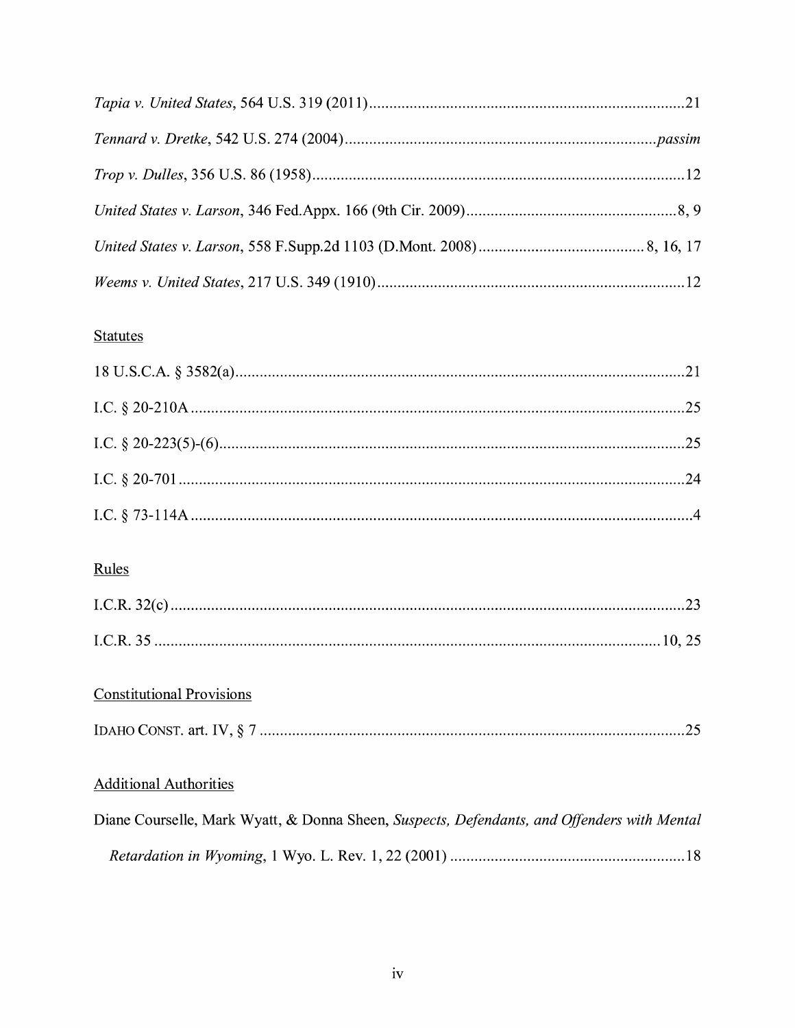*Tapia v. United States*, 564 U.S. 319 (2011) ............................................................................21

*Tennard v. Dretke*, 542 U.S. 274 (2004) ............................................................................*passim*

*Trop v. Dulles*, 356 U.S. 86 (1958) ............................................................................12

*United States v. Larson*, 346 Fed.Appx. 166 (9th Cir. 2009) ............................................8, 9

*United States v. Larson*, 558 F.Supp.2d 1103 (D.Mont. 2008) ..................................8, 16, 17

*Weems v. United States*, 217 U.S. 349 (1910) ............................................................................12

Statutes

18 U.S.C.A. § 3582(a) ............................................................................21

I.C. § 20-210A ............................................................................25

I.C. § 20-223(5)-(6) ............................................................................25

I.C. § 20-701 ............................................................................24

I.C. § 73-114A ............................................................................4

Rules

I.C.R. 32(c) ............................................................................23

I.C.R. 35 ............................................................................10, 25

Constitutional Provisions

IDAHO CONST. art. IV, § 7 ............................................................................25

Additional Authorities

Diane Courselle, Mark Wyatt, & Donna Sheen, *Suspects, Defendants, and Offenders with Mental Retardation in Wyoming*, 1 Wyo. L. Rev. 1, 22 (2001) ..........................................................18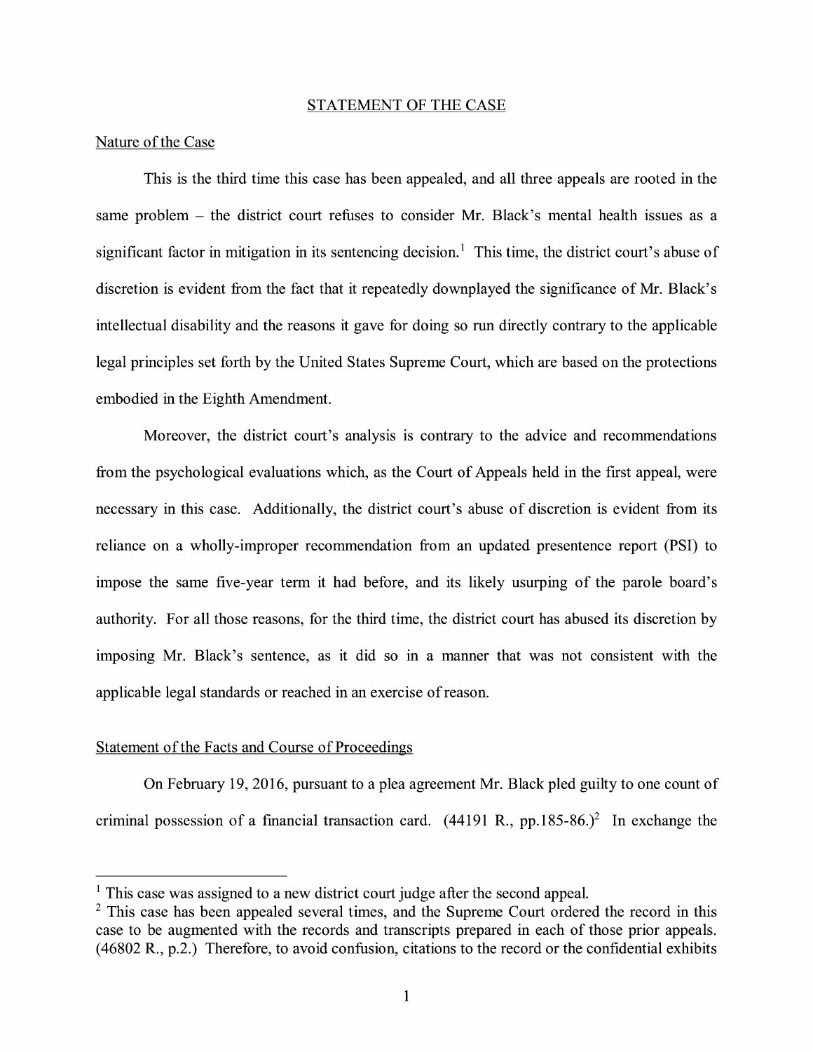## STATEMENT OF THE CASE

### Nature of the Case

This is the third time this case has been appealed, and all three appeals are rooted in the same problem – the district court refuses to consider Mr. Black's mental health issues as a significant factor in mitigation in its sentencing decision.[1] This time, the district court's abuse of discretion is evident from the fact that it repeatedly downplayed the significance of Mr. Black's intellectual disability and the reasons it gave for doing so run directly contrary to the applicable legal principles set forth by the United States Supreme Court, which are based on the protections embodied in the Eighth Amendment.

Moreover, the district court's analysis is contrary to the advice and recommendations from the psychological evaluations which, as the Court of Appeals held in the first appeal, were necessary in this case. Additionally, the district court's abuse of discretion is evident from its reliance on a wholly-improper recommendation from an updated presentence report (PSI) to impose the same five-year term it had before, and its likely usurping of the parole board's authority. For all those reasons, for the third time, the district court has abused its discretion by imposing Mr. Black's sentence, as it did so in a manner that was not consistent with the applicable legal standards or reached in an exercise of reason.

### Statement of the Facts and Course of Proceedings

On February 19, 2016, pursuant to a plea agreement Mr. Black pled guilty to one count of criminal possession of a financial transaction card. (44191 R., pp.185-86.)[2] In exchange the

---

[1] This case was assigned to a new district court judge after the second appeal.

[2] This case has been appealed several times, and the Supreme Court ordered the record in this case to be augmented with the records and transcripts prepared in each of those prior appeals. (46802 R., p.2.) Therefore, to avoid confusion, citations to the record or the confidential exhibits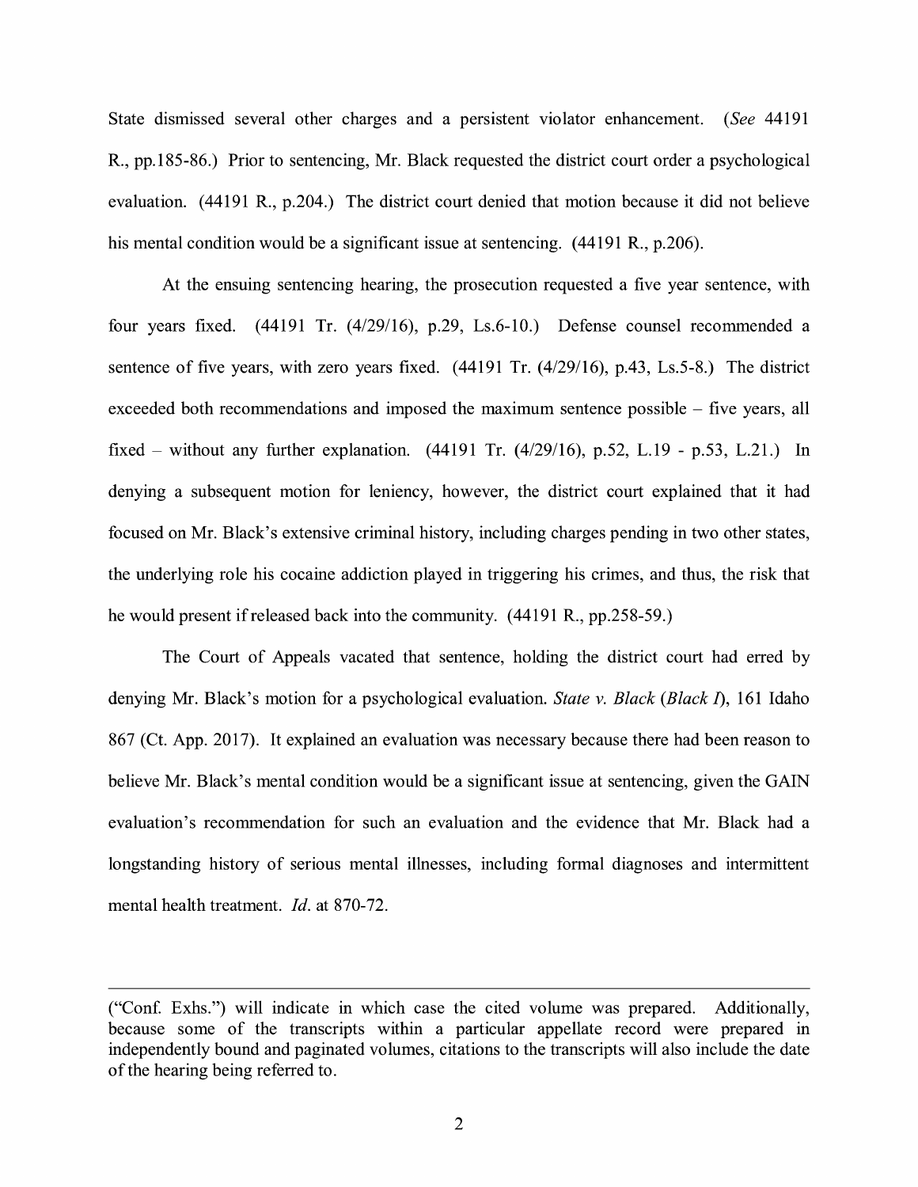State dismissed several other charges and a persistent violator enhancement. (*See* 44191 R., pp.185-86.) Prior to sentencing, Mr. Black requested the district court order a psychological evaluation. (44191 R., p.204.) The district court denied that motion because it did not believe his mental condition would be a significant issue at sentencing. (44191 R., p.206).

At the ensuing sentencing hearing, the prosecution requested a five year sentence, with four years fixed. (44191 Tr. (4/29/16), p.29, Ls.6-10.) Defense counsel recommended a sentence of five years, with zero years fixed. (44191 Tr. (4/29/16), p.43, Ls.5-8.) The district exceeded both recommendations and imposed the maximum sentence possible – five years, all fixed – without any further explanation. (44191 Tr. (4/29/16), p.52, L.19 - p.53, L.21.) In denying a subsequent motion for leniency, however, the district court explained that it had focused on Mr. Black's extensive criminal history, including charges pending in two other states, the underlying role his cocaine addiction played in triggering his crimes, and thus, the risk that he would present if released back into the community. (44191 R., pp.258-59.)

The Court of Appeals vacated that sentence, holding the district court had erred by denying Mr. Black's motion for a psychological evaluation. *State v. Black* (*Black I*), 161 Idaho 867 (Ct. App. 2017). It explained an evaluation was necessary because there had been reason to believe Mr. Black's mental condition would be a significant issue at sentencing, given the GAIN evaluation's recommendation for such an evaluation and the evidence that Mr. Black had a longstanding history of serious mental illnesses, including formal diagnoses and intermittent mental health treatment. *Id*. at 870-72.

---

("Conf. Exhs.") will indicate in which case the cited volume was prepared. Additionally, because some of the transcripts within a particular appellate record were prepared in independently bound and paginated volumes, citations to the transcripts will also include the date of the hearing being referred to.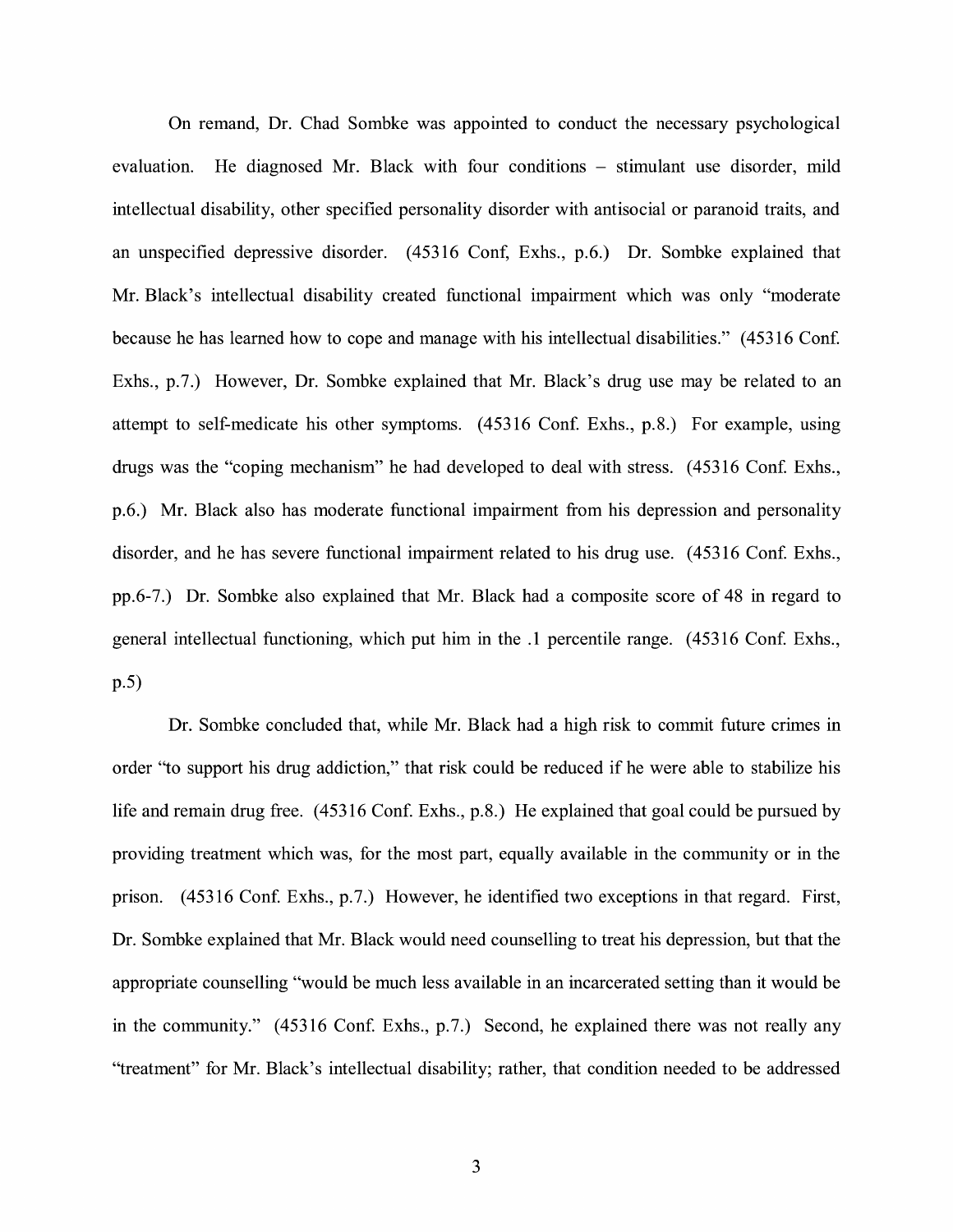On remand, Dr. Chad Sombke was appointed to conduct the necessary psychological evaluation. He diagnosed Mr. Black with four conditions – stimulant use disorder, mild intellectual disability, other specified personality disorder with antisocial or paranoid traits, and an unspecified depressive disorder. (45316 Conf, Exhs., p.6.) Dr. Sombke explained that Mr. Black's intellectual disability created functional impairment which was only "moderate because he has learned how to cope and manage with his intellectual disabilities." (45316 Conf. Exhs., p.7.) However, Dr. Sombke explained that Mr. Black's drug use may be related to an attempt to self-medicate his other symptoms. (45316 Conf. Exhs., p.8.) For example, using drugs was the "coping mechanism" he had developed to deal with stress. (45316 Conf. Exhs., p.6.) Mr. Black also has moderate functional impairment from his depression and personality disorder, and he has severe functional impairment related to his drug use. (45316 Conf. Exhs., pp.6-7.) Dr. Sombke also explained that Mr. Black had a composite score of 48 in regard to general intellectual functioning, which put him in the .1 percentile range. (45316 Conf. Exhs., p.5)

Dr. Sombke concluded that, while Mr. Black had a high risk to commit future crimes in order "to support his drug addiction," that risk could be reduced if he were able to stabilize his life and remain drug free. (45316 Conf. Exhs., p.8.) He explained that goal could be pursued by providing treatment which was, for the most part, equally available in the community or in the prison. (45316 Conf. Exhs., p.7.) However, he identified two exceptions in that regard. First, Dr. Sombke explained that Mr. Black would need counselling to treat his depression, but that the appropriate counselling "would be much less available in an incarcerated setting than it would be in the community." (45316 Conf. Exhs., p.7.) Second, he explained there was not really any "treatment" for Mr. Black's intellectual disability; rather, that condition needed to be addressed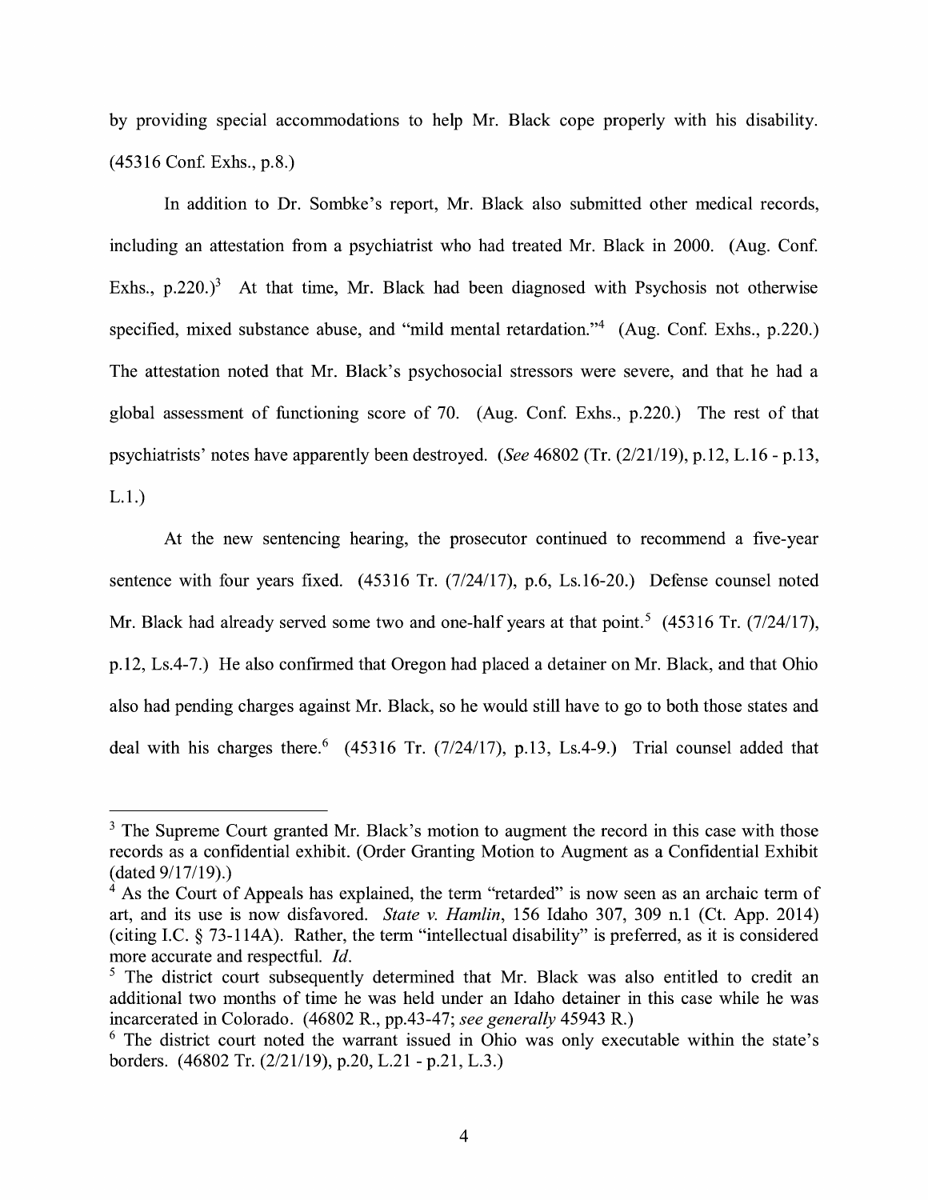by providing special accommodations to help Mr. Black cope properly with his disability. (45316 Conf. Exhs., p.8.)

In addition to Dr. Sombke's report, Mr. Black also submitted other medical records, including an attestation from a psychiatrist who had treated Mr. Black in 2000. (Aug. Conf. Exhs., p.220.)[3] At that time, Mr. Black had been diagnosed with Psychosis not otherwise specified, mixed substance abuse, and "mild mental retardation."[4] (Aug. Conf. Exhs., p.220.) The attestation noted that Mr. Black's psychosocial stressors were severe, and that he had a global assessment of functioning score of 70. (Aug. Conf. Exhs., p.220.) The rest of that psychiatrists' notes have apparently been destroyed. (*See* 46802 (Tr. (2/21/19), p.12, L.16 - p.13, L.1.)

At the new sentencing hearing, the prosecutor continued to recommend a five-year sentence with four years fixed. (45316 Tr. (7/24/17), p.6, Ls.16-20.) Defense counsel noted Mr. Black had already served some two and one-half years at that point.[5] (45316 Tr. (7/24/17), p.12, Ls.4-7.) He also confirmed that Oregon had placed a detainer on Mr. Black, and that Ohio also had pending charges against Mr. Black, so he would still have to go to both those states and deal with his charges there.[6] (45316 Tr. (7/24/17), p.13, Ls.4-9.) Trial counsel added that

---

[3] The Supreme Court granted Mr. Black's motion to augment the record in this case with those records as a confidential exhibit. (Order Granting Motion to Augment as a Confidential Exhibit (dated 9/17/19).)

[4] As the Court of Appeals has explained, the term "retarded" is now seen as an archaic term of art, and its use is now disfavored. *State v. Hamlin*, 156 Idaho 307, 309 n.1 (Ct. App. 2014) (citing I.C. § 73-114A). Rather, the term "intellectual disability" is preferred, as it is considered more accurate and respectful. *Id.*

[5] The district court subsequently determined that Mr. Black was also entitled to credit an additional two months of time he was held under an Idaho detainer in this case while he was incarcerated in Colorado. (46802 R., pp.43-47; *see generally* 45943 R.)

[6] The district court noted the warrant issued in Ohio was only executable within the state's borders. (46802 Tr. (2/21/19), p.20, L.21 - p.21, L.3.)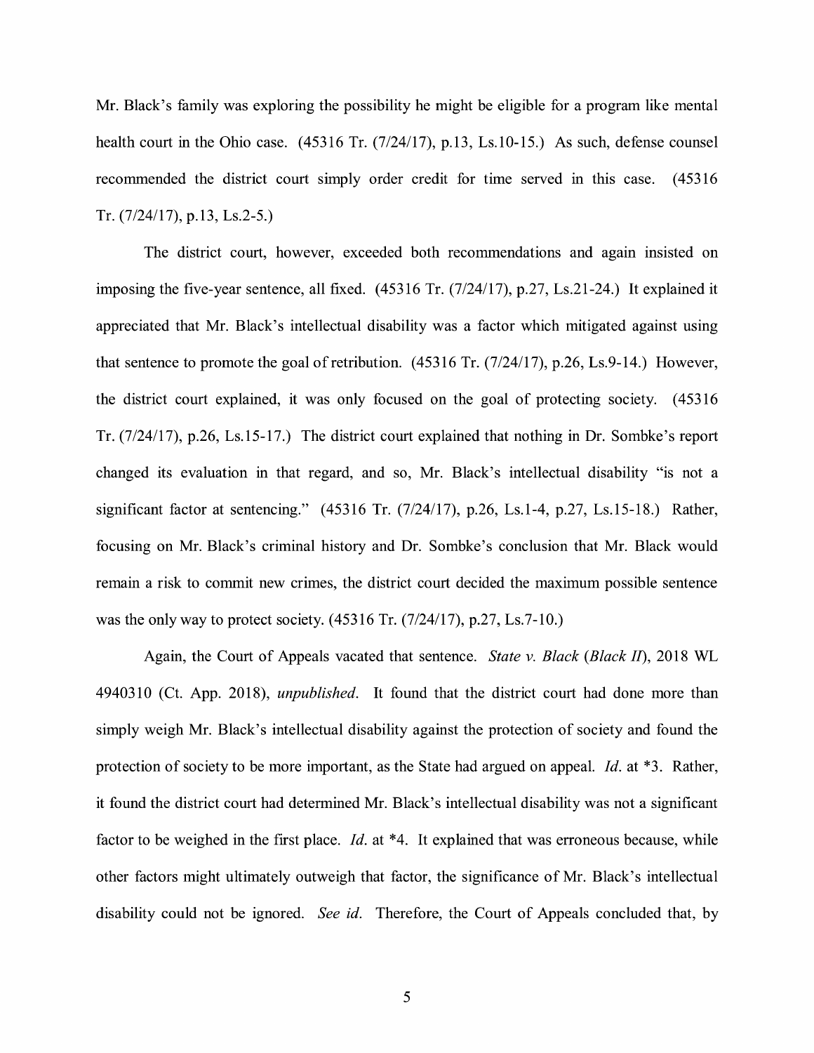Mr. Black's family was exploring the possibility he might be eligible for a program like mental health court in the Ohio case. (45316 Tr. (7/24/17), p.13, Ls.10-15.) As such, defense counsel recommended the district court simply order credit for time served in this case. (45316 Tr. (7/24/17), p.13, Ls.2-5.)

The district court, however, exceeded both recommendations and again insisted on imposing the five-year sentence, all fixed. (45316 Tr. (7/24/17), p.27, Ls.21-24.) It explained it appreciated that Mr. Black's intellectual disability was a factor which mitigated against using that sentence to promote the goal of retribution. (45316 Tr. (7/24/17), p.26, Ls.9-14.) However, the district court explained, it was only focused on the goal of protecting society. (45316 Tr. (7/24/17), p.26, Ls.15-17.) The district court explained that nothing in Dr. Sombke's report changed its evaluation in that regard, and so, Mr. Black's intellectual disability "is not a significant factor at sentencing." (45316 Tr. (7/24/17), p.26, Ls.1-4, p.27, Ls.15-18.) Rather, focusing on Mr. Black's criminal history and Dr. Sombke's conclusion that Mr. Black would remain a risk to commit new crimes, the district court decided the maximum possible sentence was the only way to protect society. (45316 Tr. (7/24/17), p.27, Ls.7-10.)

Again, the Court of Appeals vacated that sentence. *State v. Black* (*Black II*), 2018 WL 4940310 (Ct. App. 2018), *unpublished*. It found that the district court had done more than simply weigh Mr. Black's intellectual disability against the protection of society and found the protection of society to be more important, as the State had argued on appeal. *Id.* at *3. Rather, it found the district court had determined Mr. Black's intellectual disability was not a significant factor to be weighed in the first place. *Id.* at *4. It explained that was erroneous because, while other factors might ultimately outweigh that factor, the significance of Mr. Black's intellectual disability could not be ignored. *See id.* Therefore, the Court of Appeals concluded that, by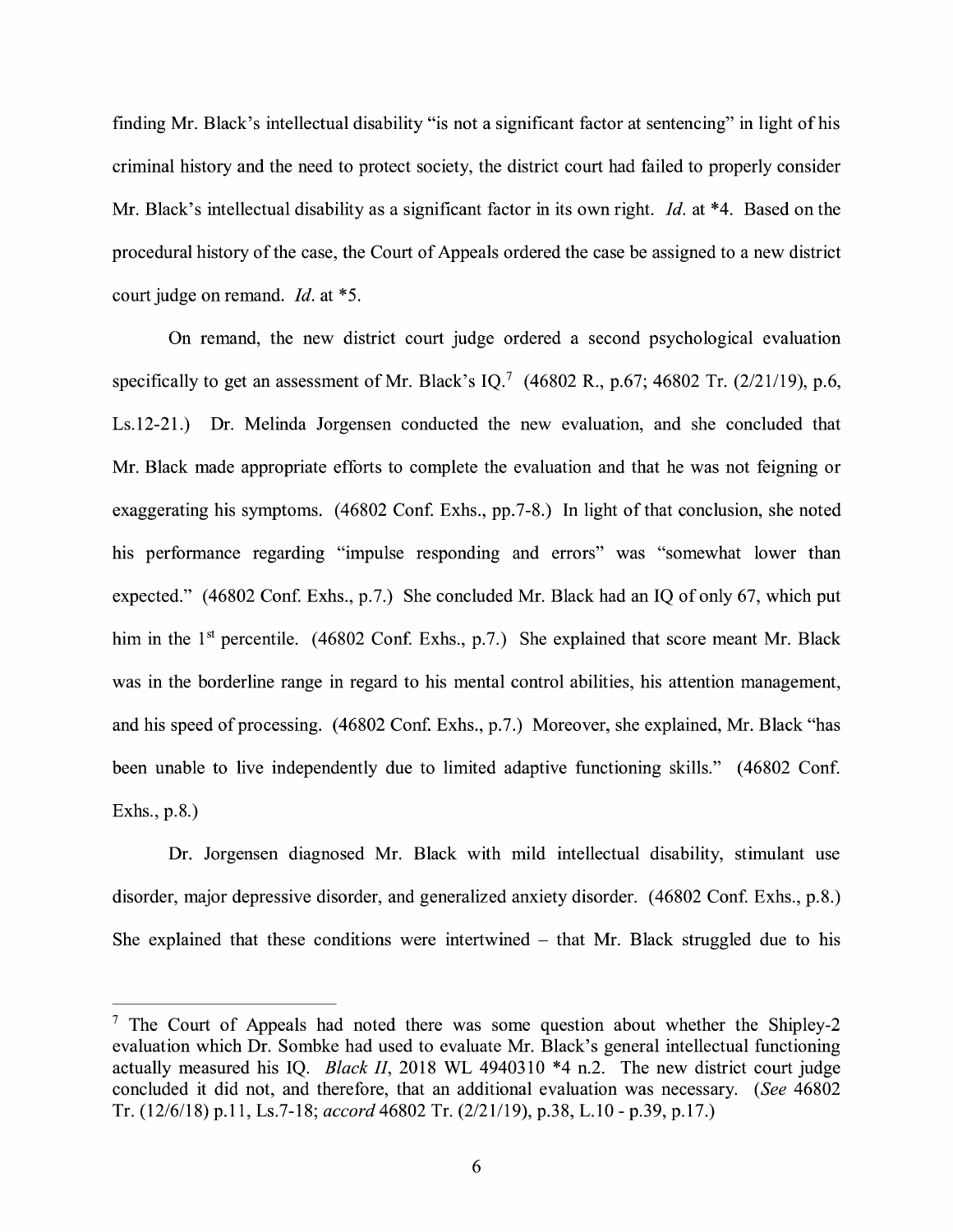finding Mr. Black's intellectual disability "is not a significant factor at sentencing" in light of his criminal history and the need to protect society, the district court had failed to properly consider Mr. Black's intellectual disability as a significant factor in its own right. *Id.* at *4. Based on the procedural history of the case, the Court of Appeals ordered the case be assigned to a new district court judge on remand. *Id.* at *5.

On remand, the new district court judge ordered a second psychological evaluation specifically to get an assessment of Mr. Black's IQ.[7] (46802 R., p.67; 46802 Tr. (2/21/19), p.6, Ls.12-21.) Dr. Melinda Jorgensen conducted the new evaluation, and she concluded that Mr. Black made appropriate efforts to complete the evaluation and that he was not feigning or exaggerating his symptoms. (46802 Conf. Exhs., pp.7-8.) In light of that conclusion, she noted his performance regarding "impulse responding and errors" was "somewhat lower than expected." (46802 Conf. Exhs., p.7.) She concluded Mr. Black had an IQ of only 67, which put him in the 1st percentile. (46802 Conf. Exhs., p.7.) She explained that score meant Mr. Black was in the borderline range in regard to his mental control abilities, his attention management, and his speed of processing. (46802 Conf. Exhs., p.7.) Moreover, she explained, Mr. Black "has been unable to live independently due to limited adaptive functioning skills." (46802 Conf. Exhs., p.8.)

Dr. Jorgensen diagnosed Mr. Black with mild intellectual disability, stimulant use disorder, major depressive disorder, and generalized anxiety disorder. (46802 Conf. Exhs., p.8.) She explained that these conditions were intertwined – that Mr. Black struggled due to his

---

[7] The Court of Appeals had noted there was some question about whether the Shipley-2 evaluation which Dr. Sombke had used to evaluate Mr. Black's general intellectual functioning actually measured his IQ. *Black II*, 2018 WL 4940310 *4 n.2. The new district court judge concluded it did not, and therefore, that an additional evaluation was necessary. (*See* 46802 Tr. (12/6/18) p.11, Ls.7-18; *accord* 46802 Tr. (2/21/19), p.38, L.10 - p.39, p.17.)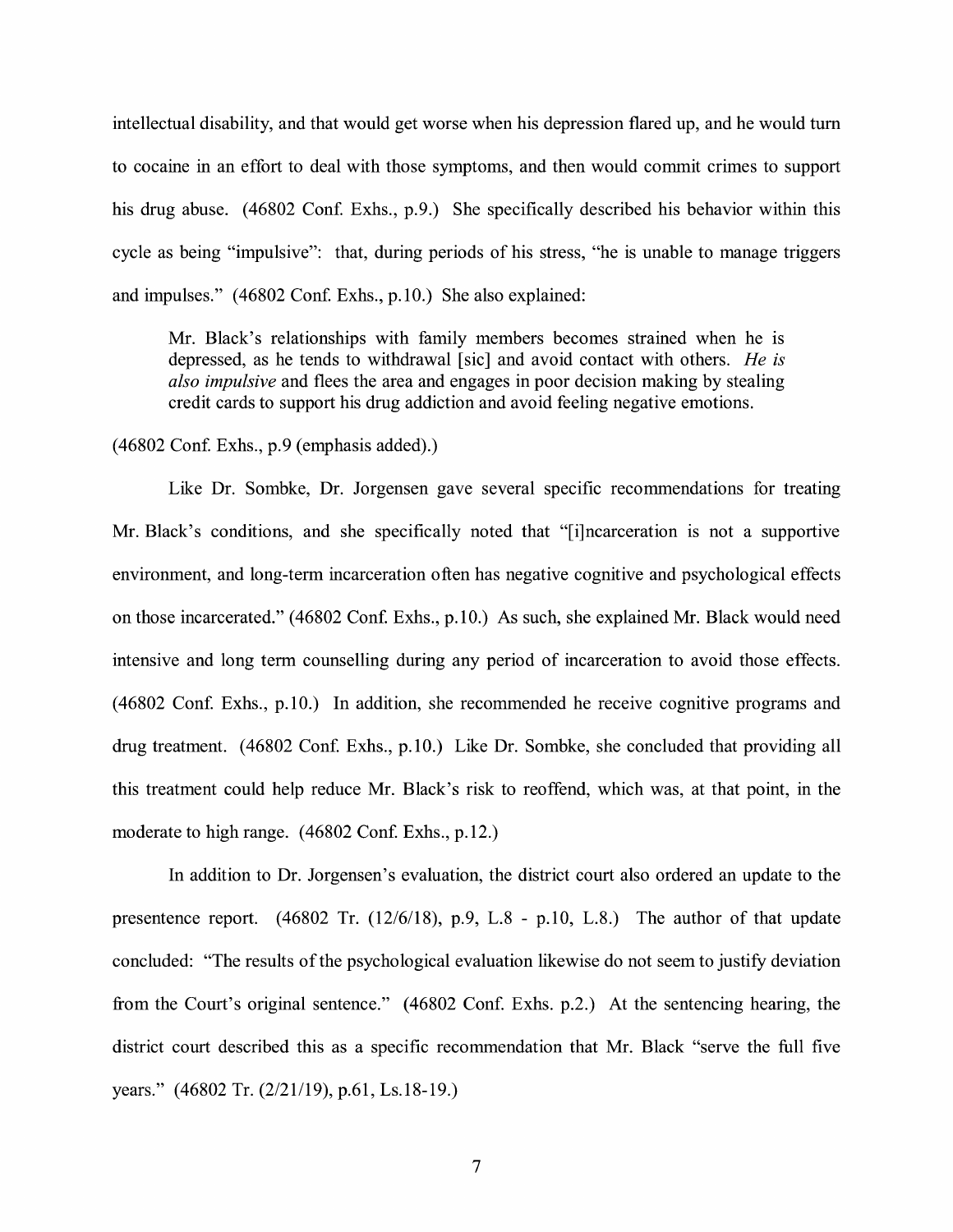intellectual disability, and that would get worse when his depression flared up, and he would turn to cocaine in an effort to deal with those symptoms, and then would commit crimes to support his drug abuse. (46802 Conf. Exhs., p.9.) She specifically described his behavior within this cycle as being "impulsive": that, during periods of his stress, "he is unable to manage triggers and impulses." (46802 Conf. Exhs., p.10.) She also explained:

> Mr. Black's relationships with family members becomes strained when he is depressed, as he tends to withdrawal [sic] and avoid contact with others. *He is also impulsive* and flees the area and engages in poor decision making by stealing credit cards to support his drug addiction and avoid feeling negative emotions.

(46802 Conf. Exhs., p.9 (emphasis added).)

Like Dr. Sombke, Dr. Jorgensen gave several specific recommendations for treating Mr. Black's conditions, and she specifically noted that "[i]ncarceration is not a supportive environment, and long-term incarceration often has negative cognitive and psychological effects on those incarcerated." (46802 Conf. Exhs., p.10.) As such, she explained Mr. Black would need intensive and long term counselling during any period of incarceration to avoid those effects. (46802 Conf. Exhs., p.10.) In addition, she recommended he receive cognitive programs and drug treatment. (46802 Conf. Exhs., p.10.) Like Dr. Sombke, she concluded that providing all this treatment could help reduce Mr. Black's risk to reoffend, which was, at that point, in the moderate to high range. (46802 Conf. Exhs., p.12.)

In addition to Dr. Jorgensen's evaluation, the district court also ordered an update to the presentence report. (46802 Tr. (12/6/18), p.9, L.8 - p.10, L.8.) The author of that update concluded: "The results of the psychological evaluation likewise do not seem to justify deviation from the Court's original sentence." (46802 Conf. Exhs. p.2.) At the sentencing hearing, the district court described this as a specific recommendation that Mr. Black "serve the full five years." (46802 Tr. (2/21/19), p.61, Ls.18-19.)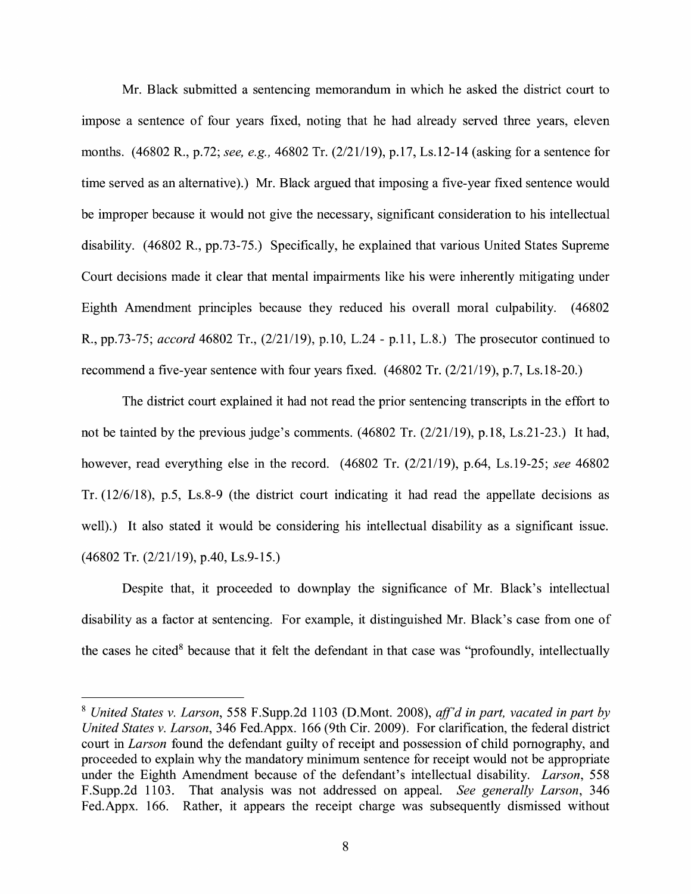Mr. Black submitted a sentencing memorandum in which he asked the district court to impose a sentence of four years fixed, noting that he had already served three years, eleven months. (46802 R., p.72; *see, e.g.,* 46802 Tr. (2/21/19), p.17, Ls.12-14 (asking for a sentence for time served as an alternative).) Mr. Black argued that imposing a five-year fixed sentence would be improper because it would not give the necessary, significant consideration to his intellectual disability. (46802 R., pp.73-75.) Specifically, he explained that various United States Supreme Court decisions made it clear that mental impairments like his were inherently mitigating under Eighth Amendment principles because they reduced his overall moral culpability. (46802 R., pp.73-75; *accord* 46802 Tr., (2/21/19), p.10, L.24 - p.11, L.8.) The prosecutor continued to recommend a five-year sentence with four years fixed. (46802 Tr. (2/21/19), p.7, Ls.18-20.)

The district court explained it had not read the prior sentencing transcripts in the effort to not be tainted by the previous judge's comments. (46802 Tr. (2/21/19), p.18, Ls.21-23.) It had, however, read everything else in the record. (46802 Tr. (2/21/19), p.64, Ls.19-25; *see* 46802 Tr. (12/6/18), p.5, Ls.8-9 (the district court indicating it had read the appellate decisions as well).) It also stated it would be considering his intellectual disability as a significant issue. (46802 Tr. (2/21/19), p.40, Ls.9-15.)

Despite that, it proceeded to downplay the significance of Mr. Black's intellectual disability as a factor at sentencing. For example, it distinguished Mr. Black's case from one of the cases he cited[8] because that it felt the defendant in that case was "profoundly, intellectually

---

[8] *United States v. Larson*, 558 F.Supp.2d 1103 (D.Mont. 2008), *aff'd in part, vacated in part by United States v. Larson*, 346 Fed.Appx. 166 (9th Cir. 2009). For clarification, the federal district court in *Larson* found the defendant guilty of receipt and possession of child pornography, and proceeded to explain why the mandatory minimum sentence for receipt would not be appropriate under the Eighth Amendment because of the defendant's intellectual disability. *Larson*, 558 F.Supp.2d 1103. That analysis was not addressed on appeal. *See generally Larson*, 346 Fed.Appx. 166. Rather, it appears the receipt charge was subsequently dismissed without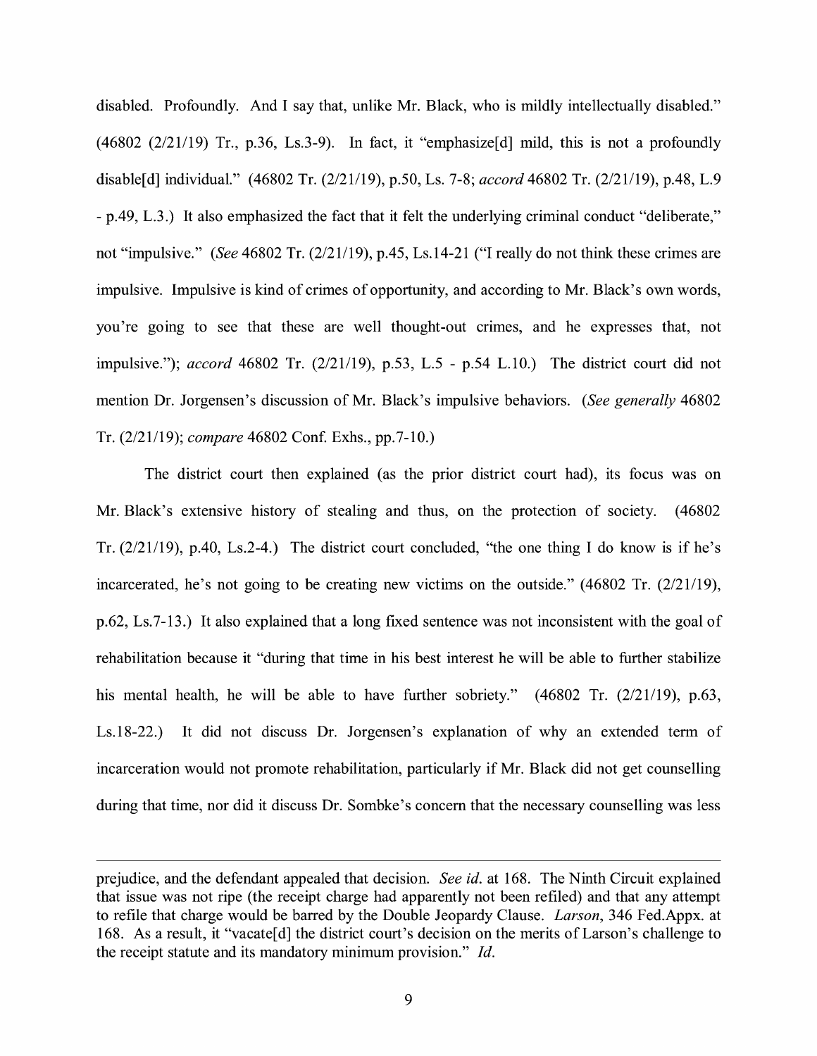disabled. Profoundly. And I say that, unlike Mr. Black, who is mildly intellectually disabled." (46802 (2/21/19) Tr., p.36, Ls.3-9). In fact, it "emphasize[d] mild, this is not a profoundly disable[d] individual." (46802 Tr. (2/21/19), p.50, Ls. 7-8; *accord* 46802 Tr. (2/21/19), p.48, L.9 - p.49, L.3.) It also emphasized the fact that it felt the underlying criminal conduct "deliberate," not "impulsive." (*See* 46802 Tr. (2/21/19), p.45, Ls.14-21 ("I really do not think these crimes are impulsive. Impulsive is kind of crimes of opportunity, and according to Mr. Black's own words, you're going to see that these are well thought-out crimes, and he expresses that, not impulsive."); *accord* 46802 Tr. (2/21/19), p.53, L.5 - p.54 L.10.) The district court did not mention Dr. Jorgensen's discussion of Mr. Black's impulsive behaviors. (*See generally* 46802 Tr. (2/21/19); *compare* 46802 Conf. Exhs., pp.7-10.)

The district court then explained (as the prior district court had), its focus was on Mr. Black's extensive history of stealing and thus, on the protection of society. (46802 Tr. (2/21/19), p.40, Ls.2-4.) The district court concluded, "the one thing I do know is if he's incarcerated, he's not going to be creating new victims on the outside." (46802 Tr. (2/21/19), p.62, Ls.7-13.) It also explained that a long fixed sentence was not inconsistent with the goal of rehabilitation because it "during that time in his best interest he will be able to further stabilize his mental health, he will be able to have further sobriety." (46802 Tr. (2/21/19), p.63, Ls.18-22.) It did not discuss Dr. Jorgensen's explanation of why an extended term of incarceration would not promote rehabilitation, particularly if Mr. Black did not get counselling during that time, nor did it discuss Dr. Sombke's concern that the necessary counselling was less

---

prejudice, and the defendant appealed that decision. *See id.* at 168. The Ninth Circuit explained that issue was not ripe (the receipt charge had apparently not been refiled) and that any attempt to refile that charge would be barred by the Double Jeopardy Clause. *Larson*, 346 Fed.Appx. at 168. As a result, it "vacate[d] the district court's decision on the merits of Larson's challenge to the receipt statute and its mandatory minimum provision." *Id.*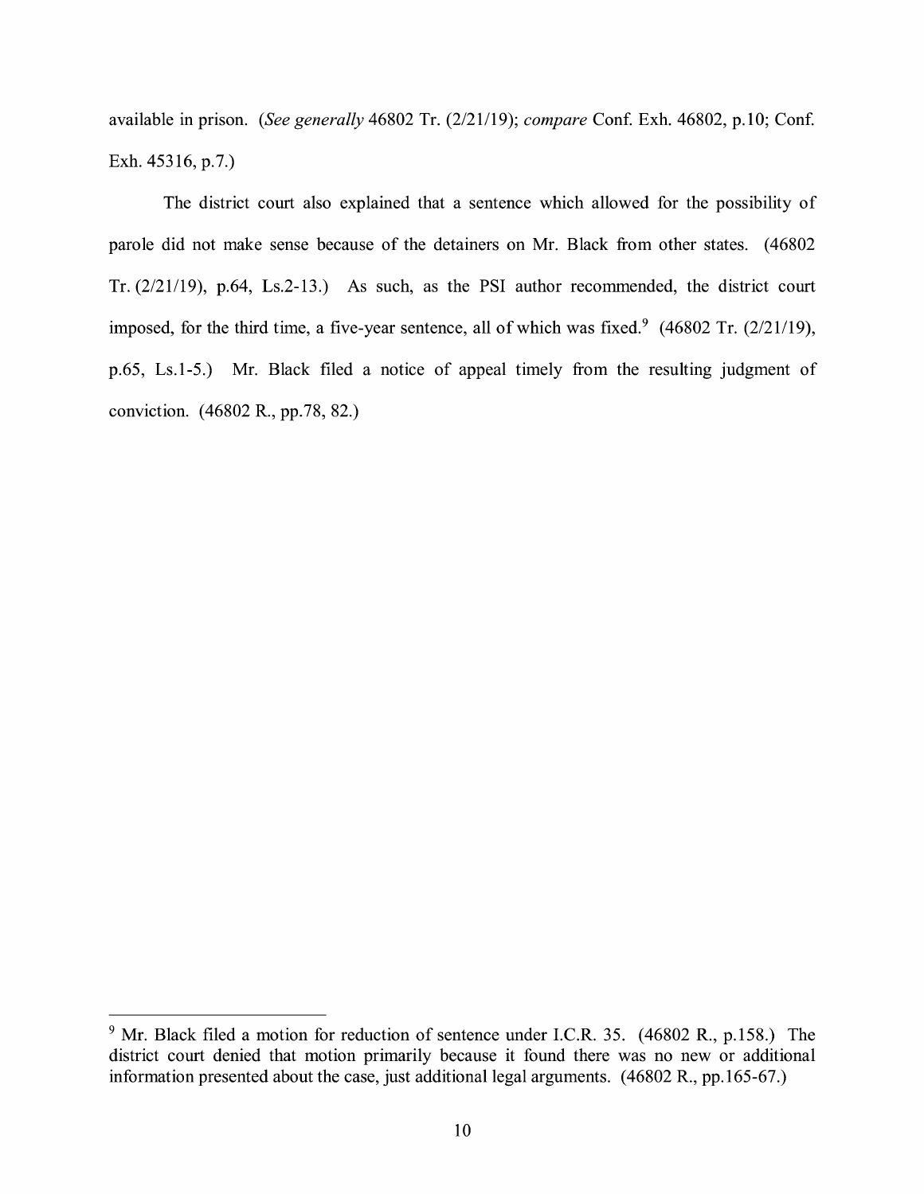available in prison. (*See generally* 46802 Tr. (2/21/19); *compare* Conf. Exh. 46802, p.10; Conf. Exh. 45316, p.7.)

The district court also explained that a sentence which allowed for the possibility of parole did not make sense because of the detainers on Mr. Black from other states. (46802 Tr. (2/21/19), p.64, Ls.2-13.) As such, as the PSI author recommended, the district court imposed, for the third time, a five-year sentence, all of which was fixed.[9] (46802 Tr. (2/21/19), p.65, Ls.1-5.) Mr. Black filed a notice of appeal timely from the resulting judgment of conviction. (46802 R., pp.78, 82.)

---

[9] Mr. Black filed a motion for reduction of sentence under I.C.R. 35. (46802 R., p.158.) The district court denied that motion primarily because it found there was no new or additional information presented about the case, just additional legal arguments. (46802 R., pp.165-67.)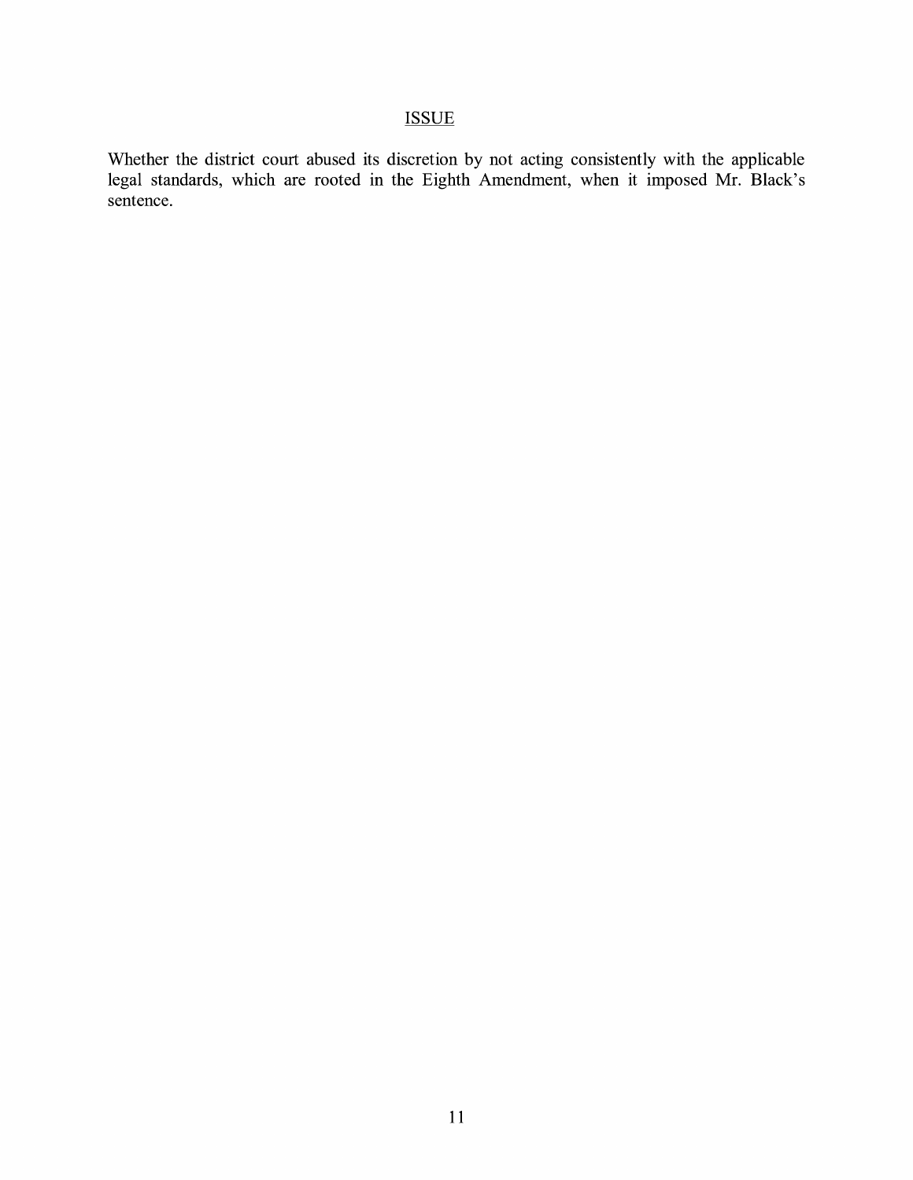## ISSUE

Whether the district court abused its discretion by not acting consistently with the applicable legal standards, which are rooted in the Eighth Amendment, when it imposed Mr. Black's sentence.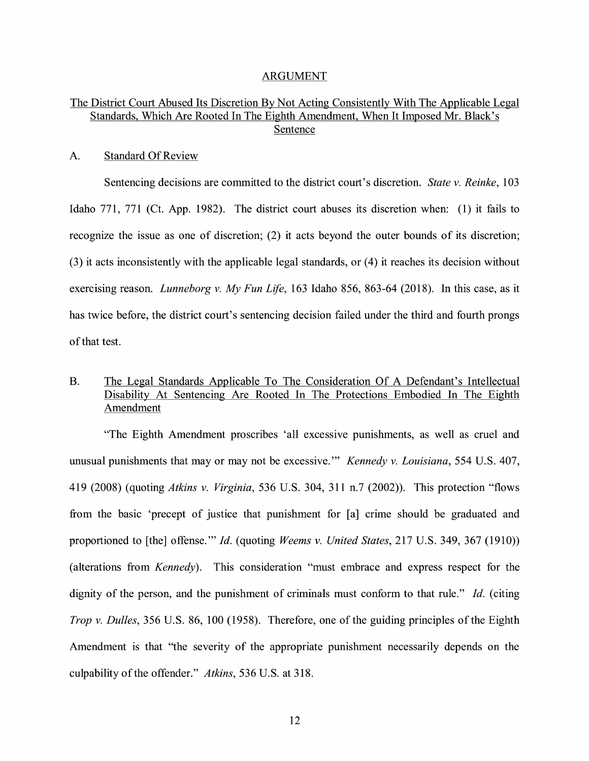## ARGUMENT

## The District Court Abused Its Discretion By Not Acting Consistently With The Applicable Legal Standards, Which Are Rooted In The Eighth Amendment, When It Imposed Mr. Black's Sentence

### A. Standard Of Review

Sentencing decisions are committed to the district court's discretion. *State v. Reinke*, 103 Idaho 771, 771 (Ct. App. 1982). The district court abuses its discretion when: (1) it fails to recognize the issue as one of discretion; (2) it acts beyond the outer bounds of its discretion; (3) it acts inconsistently with the applicable legal standards, or (4) it reaches its decision without exercising reason. *Lunneborg v. My Fun Life*, 163 Idaho 856, 863-64 (2018). In this case, as it has twice before, the district court's sentencing decision failed under the third and fourth prongs of that test.

### B. The Legal Standards Applicable To The Consideration Of A Defendant's Intellectual Disability At Sentencing Are Rooted In The Protections Embodied In The Eighth Amendment

"The Eighth Amendment proscribes 'all excessive punishments, as well as cruel and unusual punishments that may or may not be excessive.'" *Kennedy v. Louisiana*, 554 U.S. 407, 419 (2008) (quoting *Atkins v. Virginia*, 536 U.S. 304, 311 n.7 (2002)). This protection "flows from the basic 'precept of justice that punishment for [a] crime should be graduated and proportioned to [the] offense.'" *Id.* (quoting *Weems v. United States*, 217 U.S. 349, 367 (1910)) (alterations from *Kennedy*). This consideration "must embrace and express respect for the dignity of the person, and the punishment of criminals must conform to that rule." *Id.* (citing *Trop v. Dulles*, 356 U.S. 86, 100 (1958). Therefore, one of the guiding principles of the Eighth Amendment is that "the severity of the appropriate punishment necessarily depends on the culpability of the offender." *Atkins*, 536 U.S. at 318.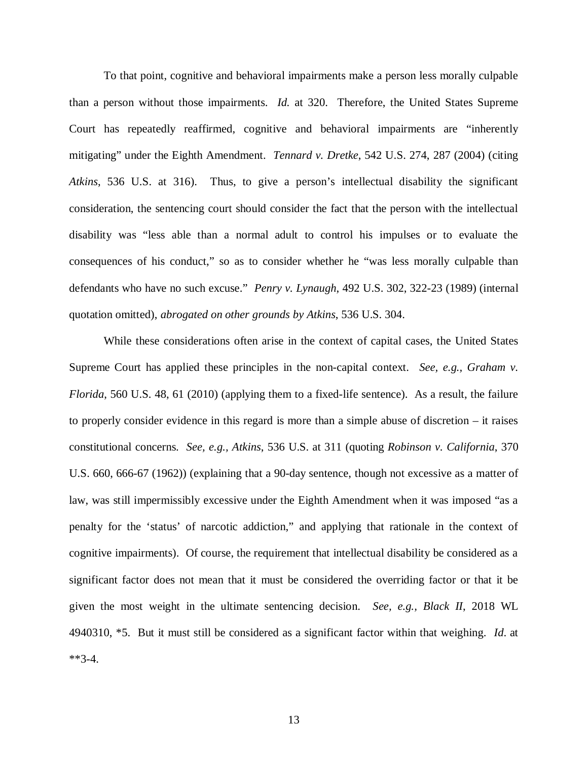To that point, cognitive and behavioral impairments make a person less morally culpable than a person without those impairments. *Id.* at 320. Therefore, the United States Supreme Court has repeatedly reaffirmed, cognitive and behavioral impairments are "inherently mitigating" under the Eighth Amendment. *Tennard v. Dretke*, 542 U.S. 274, 287 (2004) (citing *Atkins*, 536 U.S. at 316). Thus, to give a person's intellectual disability the significant consideration, the sentencing court should consider the fact that the person with the intellectual disability was "less able than a normal adult to control his impulses or to evaluate the consequences of his conduct," so as to consider whether he "was less morally culpable than defendants who have no such excuse." *Penry v. Lynaugh*, 492 U.S. 302, 322-23 (1989) (internal quotation omitted), *abrogated on other grounds by Atkins*, 536 U.S. 304.

While these considerations often arise in the context of capital cases, the United States Supreme Court has applied these principles in the non-capital context. *See, e.g., Graham v. Florida*, 560 U.S. 48, 61 (2010) (applying them to a fixed-life sentence). As a result, the failure to properly consider evidence in this regard is more than a simple abuse of discretion – it raises constitutional concerns. *See, e.g., Atkins*, 536 U.S. at 311 (quoting *Robinson v. California*, 370 U.S. 660, 666-67 (1962)) (explaining that a 90-day sentence, though not excessive as a matter of law, was still impermissibly excessive under the Eighth Amendment when it was imposed "as a penalty for the 'status' of narcotic addiction," and applying that rationale in the context of cognitive impairments). Of course, the requirement that intellectual disability be considered as a significant factor does not mean that it must be considered the overriding factor or that it be given the most weight in the ultimate sentencing decision. *See, e.g., Black II*, 2018 WL 4940310, *5. But it must still be considered as a significant factor within that weighing. *Id.* at **3-4.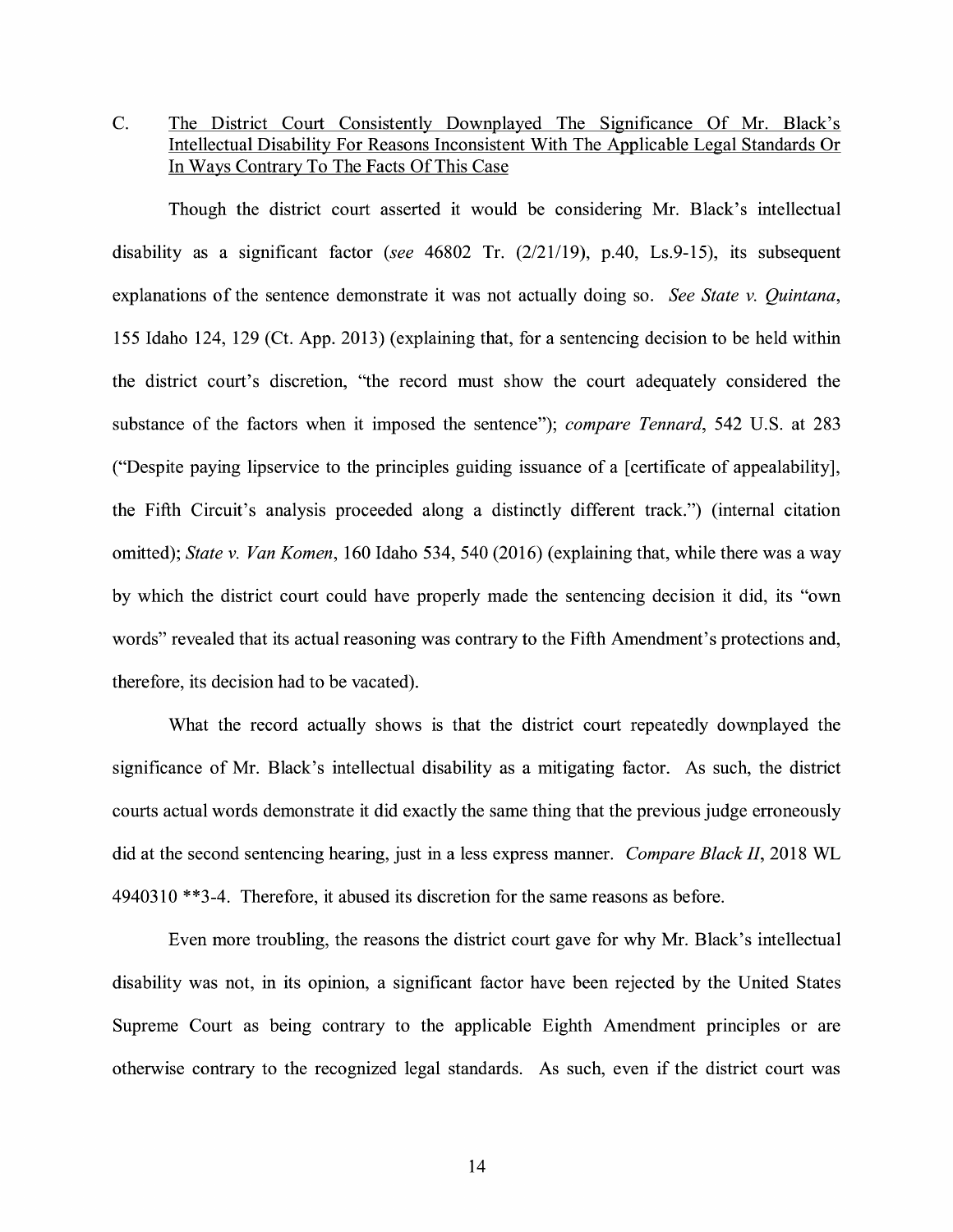C. <u>The District Court Consistently Downplayed The Significance Of Mr. Black's Intellectual Disability For Reasons Inconsistent With The Applicable Legal Standards Or In Ways Contrary To The Facts Of This Case</u>

Though the district court asserted it would be considering Mr. Black's intellectual disability as a significant factor (*see* 46802 Tr. (2/21/19), p.40, Ls.9-15), its subsequent explanations of the sentence demonstrate it was not actually doing so. *See State v. Quintana*, 155 Idaho 124, 129 (Ct. App. 2013) (explaining that, for a sentencing decision to be held within the district court's discretion, "the record must show the court adequately considered the substance of the factors when it imposed the sentence"); *compare Tennard*, 542 U.S. at 283 ("Despite paying lipservice to the principles guiding issuance of a [certificate of appealability], the Fifth Circuit's analysis proceeded along a distinctly different track.") (internal citation omitted); *State v. Van Komen*, 160 Idaho 534, 540 (2016) (explaining that, while there was a way by which the district court could have properly made the sentencing decision it did, its "own words" revealed that its actual reasoning was contrary to the Fifth Amendment's protections and, therefore, its decision had to be vacated).

What the record actually shows is that the district court repeatedly downplayed the significance of Mr. Black's intellectual disability as a mitigating factor. As such, the district courts actual words demonstrate it did exactly the same thing that the previous judge erroneously did at the second sentencing hearing, just in a less express manner. *Compare Black II*, 2018 WL 4940310 **3-4. Therefore, it abused its discretion for the same reasons as before.

Even more troubling, the reasons the district court gave for why Mr. Black's intellectual disability was not, in its opinion, a significant factor have been rejected by the United States Supreme Court as being contrary to the applicable Eighth Amendment principles or are otherwise contrary to the recognized legal standards. As such, even if the district court was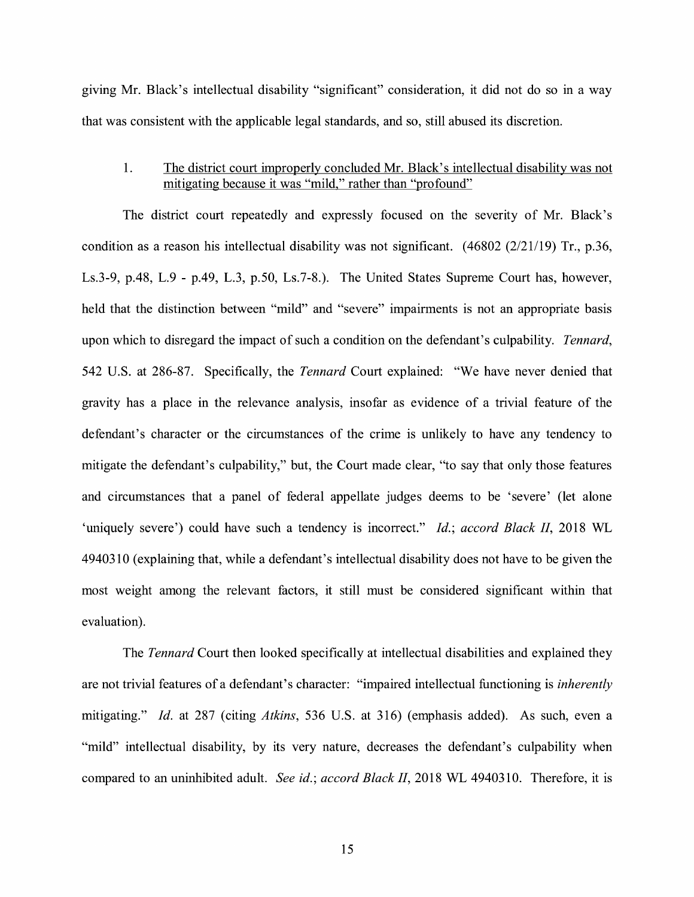giving Mr. Black's intellectual disability "significant" consideration, it did not do so in a way that was consistent with the applicable legal standards, and so, still abused its discretion.

### 1. <u>The district court improperly concluded Mr. Black's intellectual disability was not mitigating because it was "mild," rather than "profound"</u>

The district court repeatedly and expressly focused on the severity of Mr. Black's condition as a reason his intellectual disability was not significant. (46802 (2/21/19) Tr., p.36, Ls.3-9, p.48, L.9 - p.49, L.3, p.50, Ls.7-8.). The United States Supreme Court has, however, held that the distinction between "mild" and "severe" impairments is not an appropriate basis upon which to disregard the impact of such a condition on the defendant's culpability. *Tennard*, 542 U.S. at 286-87. Specifically, the *Tennard* Court explained: "We have never denied that gravity has a place in the relevance analysis, insofar as evidence of a trivial feature of the defendant's character or the circumstances of the crime is unlikely to have any tendency to mitigate the defendant's culpability," but, the Court made clear, "to say that only those features and circumstances that a panel of federal appellate judges deems to be 'severe' (let alone 'uniquely severe') could have such a tendency is incorrect." *Id.*; *accord Black II*, 2018 WL 4940310 (explaining that, while a defendant's intellectual disability does not have to be given the most weight among the relevant factors, it still must be considered significant within that evaluation).

The *Tennard* Court then looked specifically at intellectual disabilities and explained they are not trivial features of a defendant's character: "impaired intellectual functioning is *inherently* mitigating." *Id.* at 287 (citing *Atkins*, 536 U.S. at 316) (emphasis added). As such, even a "mild" intellectual disability, by its very nature, decreases the defendant's culpability when compared to an uninhibited adult. *See id.*; *accord Black II*, 2018 WL 4940310. Therefore, it is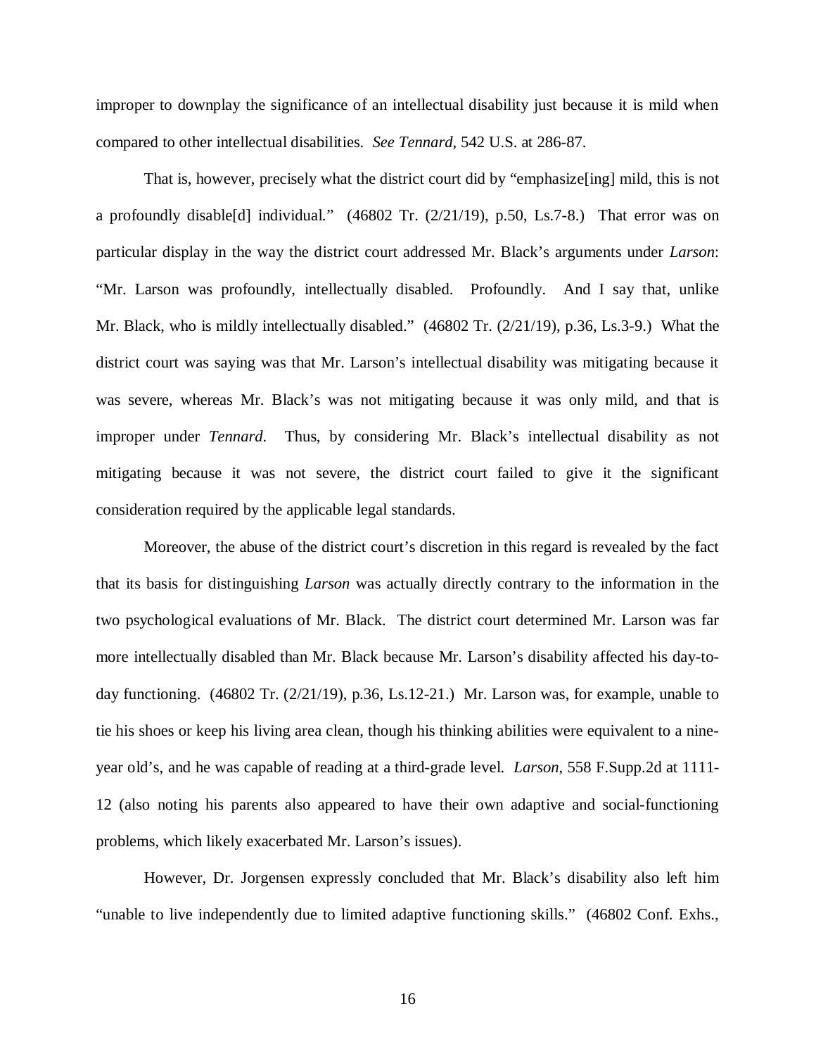improper to downplay the significance of an intellectual disability just because it is mild when compared to other intellectual disabilities. *See Tennard*, 542 U.S. at 286-87.

That is, however, precisely what the district court did by "emphasize[ing] mild, this is not a profoundly disable[d] individual." (46802 Tr. (2/21/19), p.50, Ls.7-8.) That error was on particular display in the way the district court addressed Mr. Black's arguments under *Larson*: "Mr. Larson was profoundly, intellectually disabled. Profoundly. And I say that, unlike Mr. Black, who is mildly intellectually disabled." (46802 Tr. (2/21/19), p.36, Ls.3-9.) What the district court was saying was that Mr. Larson's intellectual disability was mitigating because it was severe, whereas Mr. Black's was not mitigating because it was only mild, and that is improper under *Tennard*. Thus, by considering Mr. Black's intellectual disability as not mitigating because it was not severe, the district court failed to give it the significant consideration required by the applicable legal standards.

Moreover, the abuse of the district court's discretion in this regard is revealed by the fact that its basis for distinguishing *Larson* was actually directly contrary to the information in the two psychological evaluations of Mr. Black. The district court determined Mr. Larson was far more intellectually disabled than Mr. Black because Mr. Larson's disability affected his day-to-day functioning. (46802 Tr. (2/21/19), p.36, Ls.12-21.) Mr. Larson was, for example, unable to tie his shoes or keep his living area clean, though his thinking abilities were equivalent to a nine-year old's, and he was capable of reading at a third-grade level. *Larson*, 558 F.Supp.2d at 1111-12 (also noting his parents also appeared to have their own adaptive and social-functioning problems, which likely exacerbated Mr. Larson's issues).

However, Dr. Jorgensen expressly concluded that Mr. Black's disability also left him "unable to live independently due to limited adaptive functioning skills." (46802 Conf. Exhs.,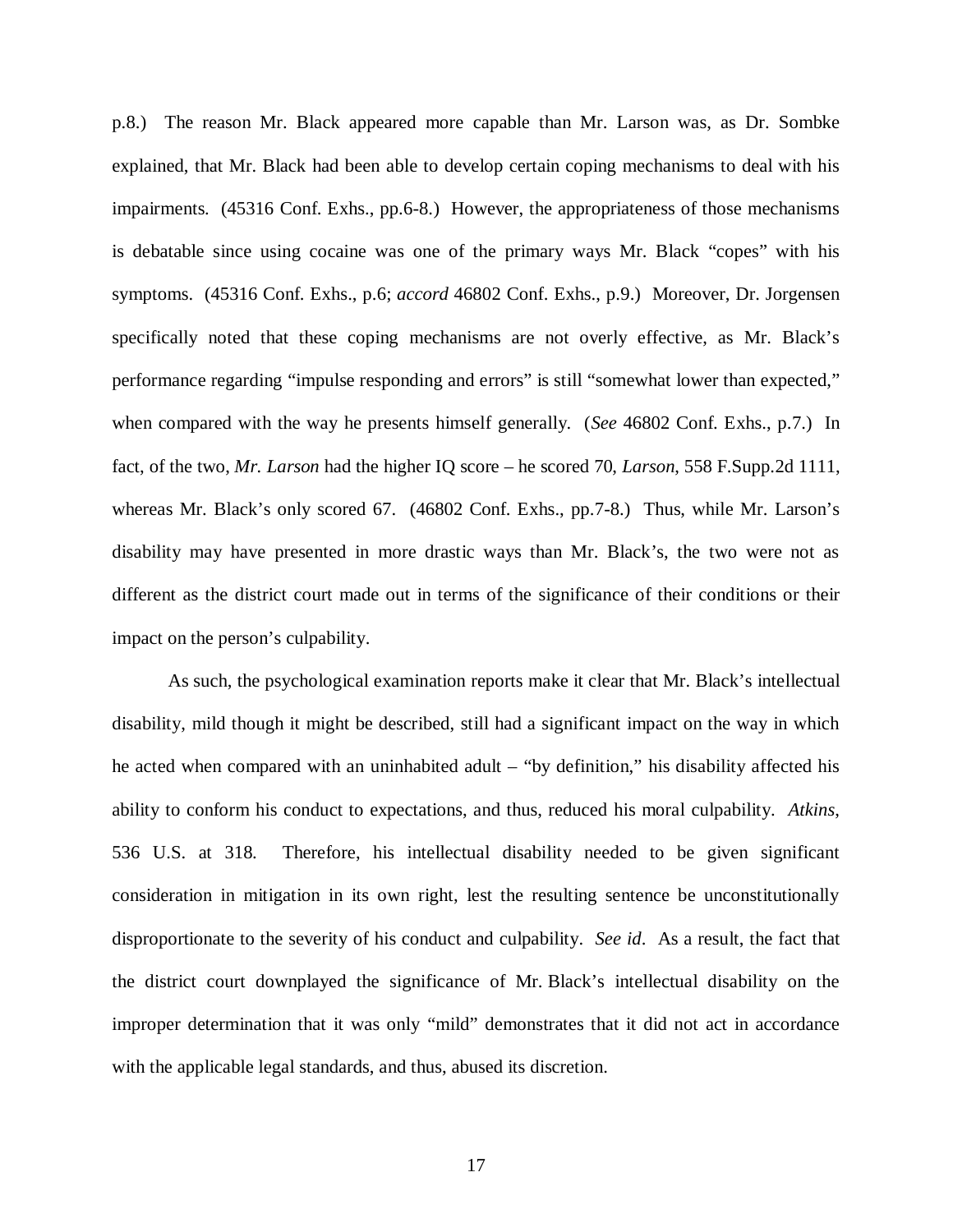p.8.) The reason Mr. Black appeared more capable than Mr. Larson was, as Dr. Sombke explained, that Mr. Black had been able to develop certain coping mechanisms to deal with his impairments. (45316 Conf. Exhs., pp.6-8.) However, the appropriateness of those mechanisms is debatable since using cocaine was one of the primary ways Mr. Black "copes" with his symptoms. (45316 Conf. Exhs., p.6; *accord* 46802 Conf. Exhs., p.9.) Moreover, Dr. Jorgensen specifically noted that these coping mechanisms are not overly effective, as Mr. Black's performance regarding "impulse responding and errors" is still "somewhat lower than expected," when compared with the way he presents himself generally. (*See* 46802 Conf. Exhs., p.7.) In fact, of the two, *Mr. Larson* had the higher IQ score – he scored 70, *Larson*, 558 F.Supp.2d 1111, whereas Mr. Black's only scored 67. (46802 Conf. Exhs., pp.7-8.) Thus, while Mr. Larson's disability may have presented in more drastic ways than Mr. Black's, the two were not as different as the district court made out in terms of the significance of their conditions or their impact on the person's culpability.

As such, the psychological examination reports make it clear that Mr. Black's intellectual disability, mild though it might be described, still had a significant impact on the way in which he acted when compared with an uninhabited adult – "by definition," his disability affected his ability to conform his conduct to expectations, and thus, reduced his moral culpability. *Atkins*, 536 U.S. at 318. Therefore, his intellectual disability needed to be given significant consideration in mitigation in its own right, lest the resulting sentence be unconstitutionally disproportionate to the severity of his conduct and culpability. *See id*. As a result, the fact that the district court downplayed the significance of Mr. Black's intellectual disability on the improper determination that it was only "mild" demonstrates that it did not act in accordance with the applicable legal standards, and thus, abused its discretion.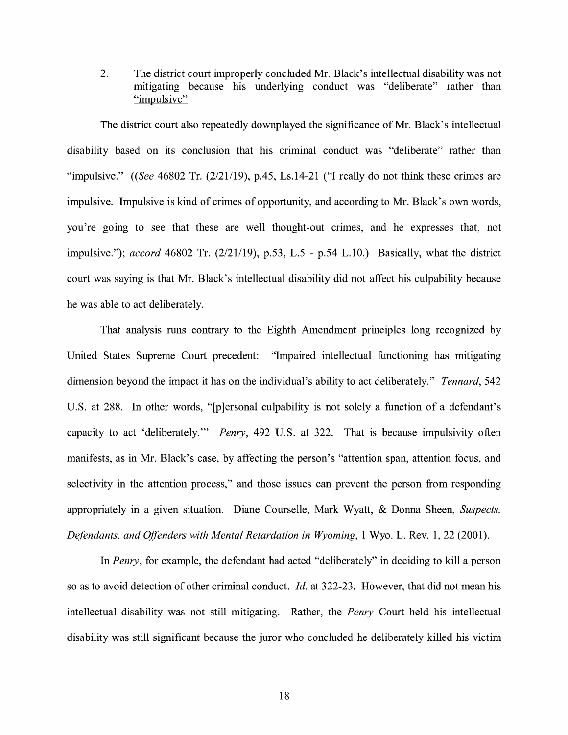2. <u>The district court improperly concluded Mr. Black's intellectual disability was not mitigating because his underlying conduct was "deliberate" rather than "impulsive"</u>

The district court also repeatedly downplayed the significance of Mr. Black's intellectual disability based on its conclusion that his criminal conduct was "deliberate" rather than "impulsive." ((*See* 46802 Tr. (2/21/19), p.45, Ls.14-21 ("I really do not think these crimes are impulsive. Impulsive is kind of crimes of opportunity, and according to Mr. Black's own words, you're going to see that these are well thought-out crimes, and he expresses that, not impulsive."); *accord* 46802 Tr. (2/21/19), p.53, L.5 - p.54 L.10.) Basically, what the district court was saying is that Mr. Black's intellectual disability did not affect his culpability because he was able to act deliberately.

That analysis runs contrary to the Eighth Amendment principles long recognized by United States Supreme Court precedent: "Impaired intellectual functioning has mitigating dimension beyond the impact it has on the individual's ability to act deliberately." *Tennard*, 542 U.S. at 288. In other words, "[p]ersonal culpability is not solely a function of a defendant's capacity to act 'deliberately.'" *Penry*, 492 U.S. at 322. That is because impulsivity often manifests, as in Mr. Black's case, by affecting the person's "attention span, attention focus, and selectivity in the attention process," and those issues can prevent the person from responding appropriately in a given situation. Diane Courselle, Mark Wyatt, & Donna Sheen, *Suspects, Defendants, and Offenders with Mental Retardation in Wyoming*, 1 Wyo. L. Rev. 1, 22 (2001).

In *Penry*, for example, the defendant had acted "deliberately" in deciding to kill a person so as to avoid detection of other criminal conduct. *Id*. at 322-23. However, that did not mean his intellectual disability was not still mitigating. Rather, the *Penry* Court held his intellectual disability was still significant because the juror who concluded he deliberately killed his victim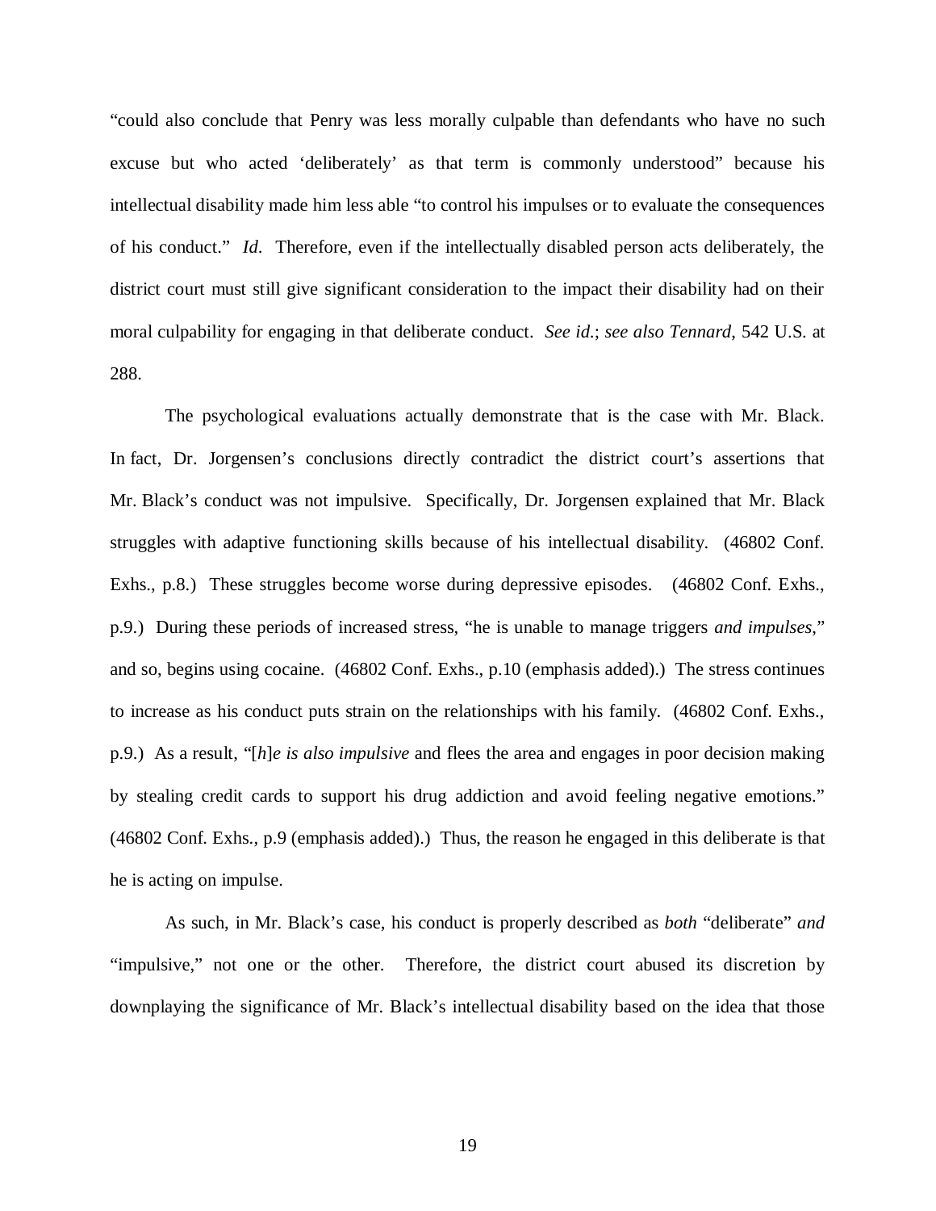"could also conclude that Penry was less morally culpable than defendants who have no such excuse but who acted 'deliberately' as that term is commonly understood" because his intellectual disability made him less able "to control his impulses or to evaluate the consequences of his conduct." *Id*. Therefore, even if the intellectually disabled person acts deliberately, the district court must still give significant consideration to the impact their disability had on their moral culpability for engaging in that deliberate conduct. *See id*.; *see also Tennard*, 542 U.S. at 288.

The psychological evaluations actually demonstrate that is the case with Mr. Black. In fact, Dr. Jorgensen's conclusions directly contradict the district court's assertions that Mr. Black's conduct was not impulsive. Specifically, Dr. Jorgensen explained that Mr. Black struggles with adaptive functioning skills because of his intellectual disability. (46802 Conf. Exhs., p.8.) These struggles become worse during depressive episodes. (46802 Conf. Exhs., p.9.) During these periods of increased stress, "he is unable to manage triggers *and impulses*," and so, begins using cocaine. (46802 Conf. Exhs., p.10 (emphasis added).) The stress continues to increase as his conduct puts strain on the relationships with his family. (46802 Conf. Exhs., p.9.) As a result, "[*h*]*e is also impulsive* and flees the area and engages in poor decision making by stealing credit cards to support his drug addiction and avoid feeling negative emotions." (46802 Conf. Exhs., p.9 (emphasis added).) Thus, the reason he engaged in this deliberate is that he is acting on impulse.

As such, in Mr. Black's case, his conduct is properly described as *both* "deliberate" *and* "impulsive," not one or the other. Therefore, the district court abused its discretion by downplaying the significance of Mr. Black's intellectual disability based on the idea that those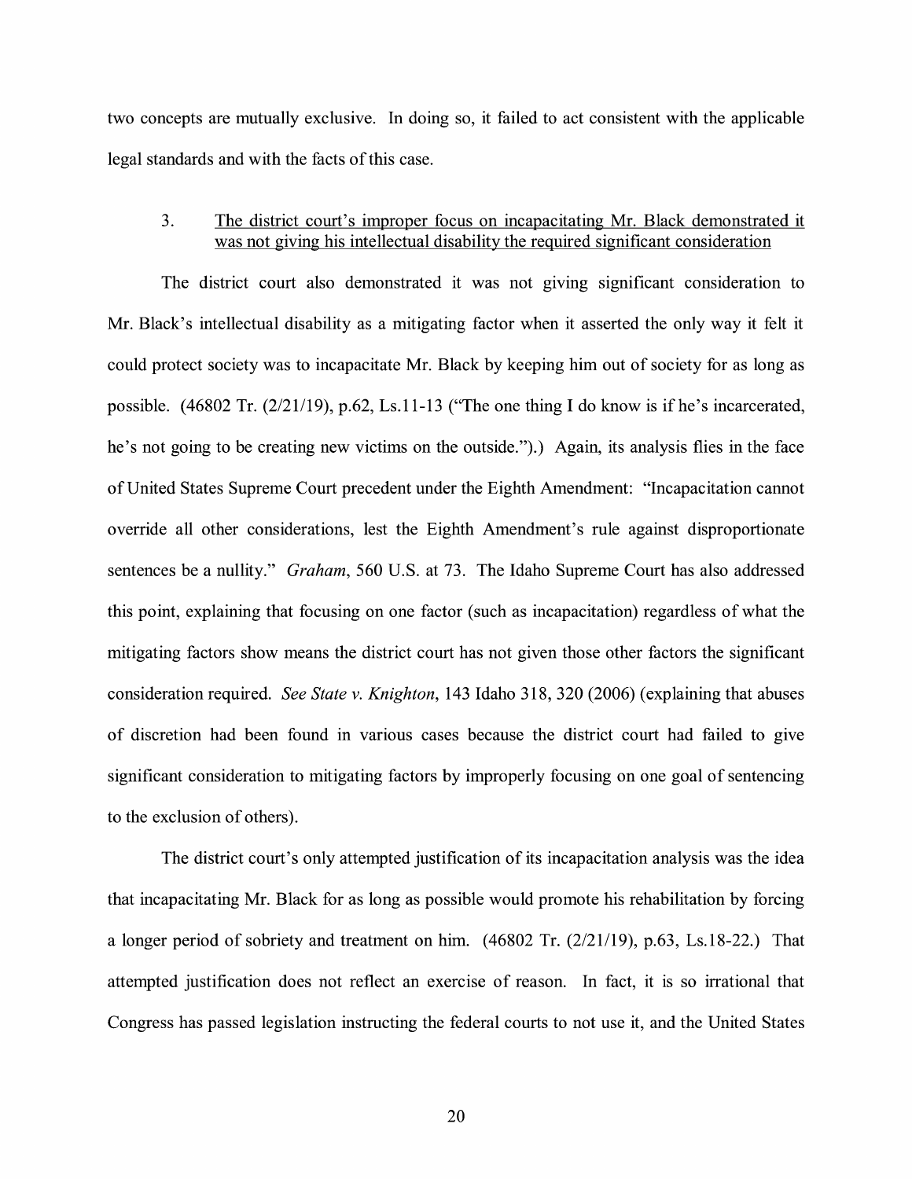two concepts are mutually exclusive. In doing so, it failed to act consistent with the applicable legal standards and with the facts of this case.

3. <u>The district court's improper focus on incapacitating Mr. Black demonstrated it was not giving his intellectual disability the required significant consideration</u>

The district court also demonstrated it was not giving significant consideration to Mr. Black's intellectual disability as a mitigating factor when it asserted the only way it felt it could protect society was to incapacitate Mr. Black by keeping him out of society for as long as possible. (46802 Tr. (2/21/19), p.62, Ls.11-13 ("The one thing I do know is if he's incarcerated, he's not going to be creating new victims on the outside.").) Again, its analysis flies in the face of United States Supreme Court precedent under the Eighth Amendment: "Incapacitation cannot override all other considerations, lest the Eighth Amendment's rule against disproportionate sentences be a nullity." *Graham*, 560 U.S. at 73. The Idaho Supreme Court has also addressed this point, explaining that focusing on one factor (such as incapacitation) regardless of what the mitigating factors show means the district court has not given those other factors the significant consideration required. *See State v. Knighton*, 143 Idaho 318, 320 (2006) (explaining that abuses of discretion had been found in various cases because the district court had failed to give significant consideration to mitigating factors by improperly focusing on one goal of sentencing to the exclusion of others).

The district court's only attempted justification of its incapacitation analysis was the idea that incapacitating Mr. Black for as long as possible would promote his rehabilitation by forcing a longer period of sobriety and treatment on him. (46802 Tr. (2/21/19), p.63, Ls.18-22.) That attempted justification does not reflect an exercise of reason. In fact, it is so irrational that Congress has passed legislation instructing the federal courts to not use it, and the United States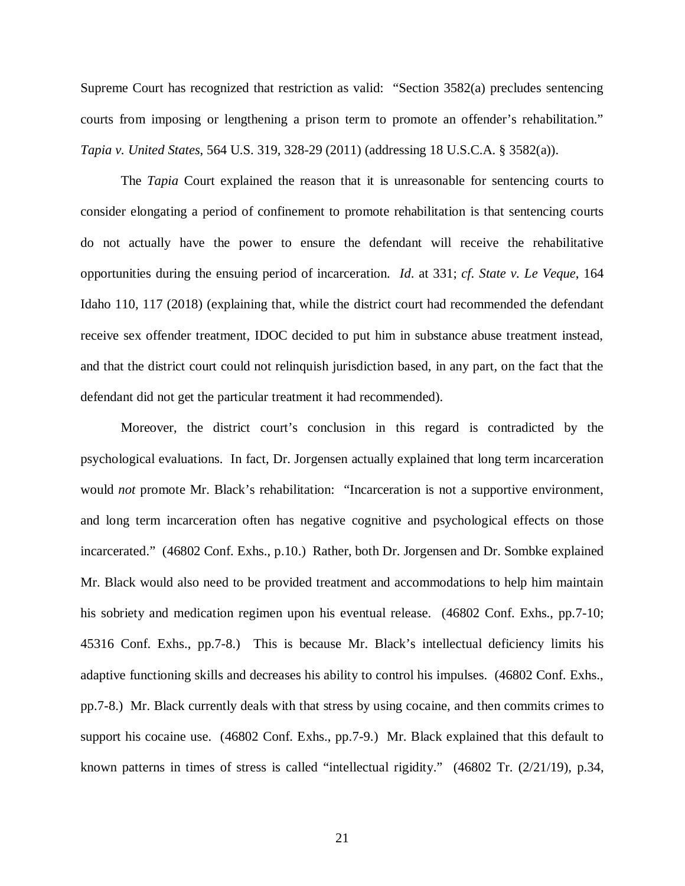Supreme Court has recognized that restriction as valid: "Section 3582(a) precludes sentencing courts from imposing or lengthening a prison term to promote an offender's rehabilitation." *Tapia v. United States*, 564 U.S. 319, 328-29 (2011) (addressing 18 U.S.C.A. § 3582(a)).

The *Tapia* Court explained the reason that it is unreasonable for sentencing courts to consider elongating a period of confinement to promote rehabilitation is that sentencing courts do not actually have the power to ensure the defendant will receive the rehabilitative opportunities during the ensuing period of incarceration. *Id*. at 331; *cf*. *State v. Le Veque*, 164 Idaho 110, 117 (2018) (explaining that, while the district court had recommended the defendant receive sex offender treatment, IDOC decided to put him in substance abuse treatment instead, and that the district court could not relinquish jurisdiction based, in any part, on the fact that the defendant did not get the particular treatment it had recommended).

Moreover, the district court's conclusion in this regard is contradicted by the psychological evaluations. In fact, Dr. Jorgensen actually explained that long term incarceration would *not* promote Mr. Black's rehabilitation: "Incarceration is not a supportive environment, and long term incarceration often has negative cognitive and psychological effects on those incarcerated." (46802 Conf. Exhs., p.10.) Rather, both Dr. Jorgensen and Dr. Sombke explained Mr. Black would also need to be provided treatment and accommodations to help him maintain his sobriety and medication regimen upon his eventual release. (46802 Conf. Exhs., pp.7-10; 45316 Conf. Exhs., pp.7-8.) This is because Mr. Black's intellectual deficiency limits his adaptive functioning skills and decreases his ability to control his impulses. (46802 Conf. Exhs., pp.7-8.) Mr. Black currently deals with that stress by using cocaine, and then commits crimes to support his cocaine use. (46802 Conf. Exhs., pp.7-9.) Mr. Black explained that this default to known patterns in times of stress is called "intellectual rigidity." (46802 Tr. (2/21/19), p.34,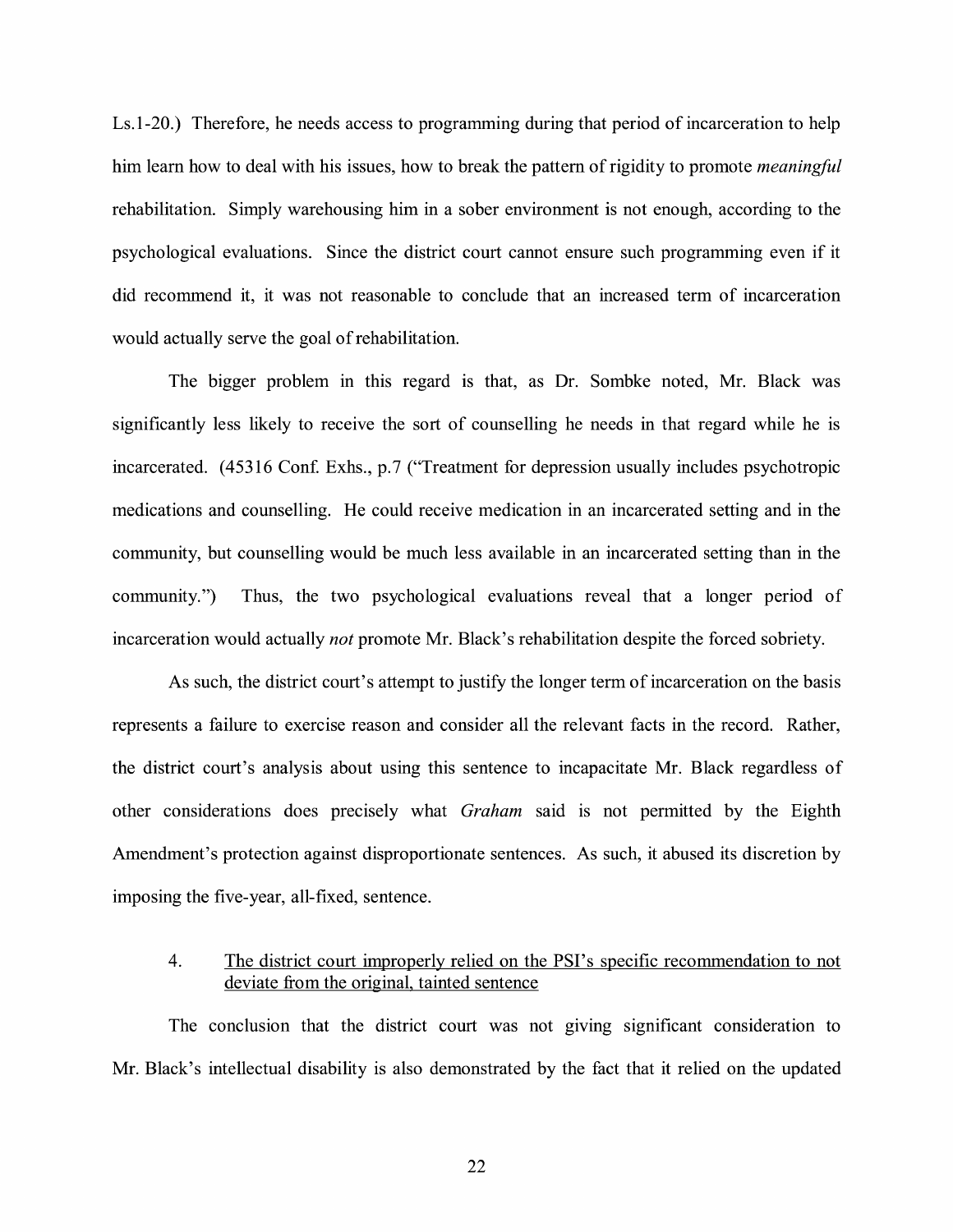Ls.1-20.) Therefore, he needs access to programming during that period of incarceration to help him learn how to deal with his issues, how to break the pattern of rigidity to promote *meaningful* rehabilitation. Simply warehousing him in a sober environment is not enough, according to the psychological evaluations. Since the district court cannot ensure such programming even if it did recommend it, it was not reasonable to conclude that an increased term of incarceration would actually serve the goal of rehabilitation.

The bigger problem in this regard is that, as Dr. Sombke noted, Mr. Black was significantly less likely to receive the sort of counselling he needs in that regard while he is incarcerated. (45316 Conf. Exhs., p.7 ("Treatment for depression usually includes psychotropic medications and counselling. He could receive medication in an incarcerated setting and in the community, but counselling would be much less available in an incarcerated setting than in the community.") Thus, the two psychological evaluations reveal that a longer period of incarceration would actually *not* promote Mr. Black's rehabilitation despite the forced sobriety.

As such, the district court's attempt to justify the longer term of incarceration on the basis represents a failure to exercise reason and consider all the relevant facts in the record. Rather, the district court's analysis about using this sentence to incapacitate Mr. Black regardless of other considerations does precisely what *Graham* said is not permitted by the Eighth Amendment's protection against disproportionate sentences. As such, it abused its discretion by imposing the five-year, all-fixed, sentence.

4. <u>The district court improperly relied on the PSI's specific recommendation to not deviate from the original, tainted sentence</u>

The conclusion that the district court was not giving significant consideration to Mr. Black's intellectual disability is also demonstrated by the fact that it relied on the updated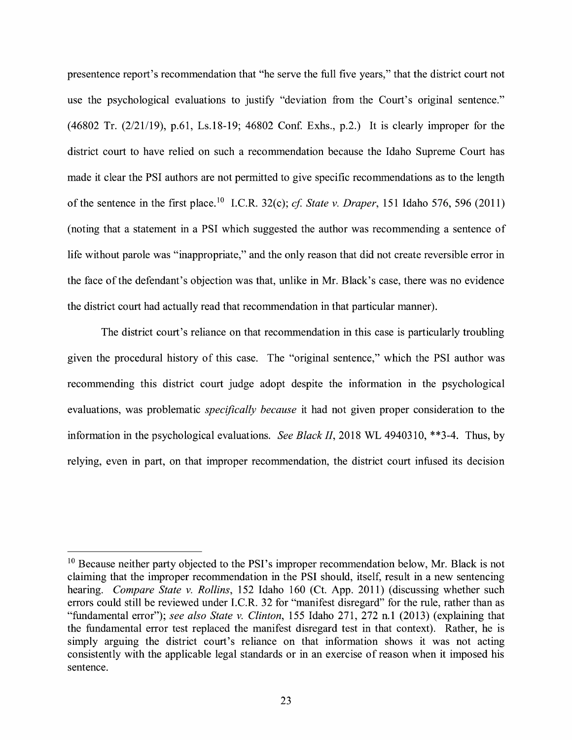presentence report's recommendation that "he serve the full five years," that the district court not use the psychological evaluations to justify "deviation from the Court's original sentence." (46802 Tr. (2/21/19), p.61, Ls.18-19; 46802 Conf. Exhs., p.2.) It is clearly improper for the district court to have relied on such a recommendation because the Idaho Supreme Court has made it clear the PSI authors are not permitted to give specific recommendations as to the length of the sentence in the first place.[10] I.C.R. 32(c); *cf. State v. Draper*, 151 Idaho 576, 596 (2011) (noting that a statement in a PSI which suggested the author was recommending a sentence of life without parole was "inappropriate," and the only reason that did not create reversible error in the face of the defendant's objection was that, unlike in Mr. Black's case, there was no evidence the district court had actually read that recommendation in that particular manner).

The district court's reliance on that recommendation in this case is particularly troubling given the procedural history of this case. The "original sentence," which the PSI author was recommending this district court judge adopt despite the information in the psychological evaluations, was problematic *specifically because* it had not given proper consideration to the information in the psychological evaluations. *See Black II*, 2018 WL 4940310, **3-4. Thus, by relying, even in part, on that improper recommendation, the district court infused its decision

---

[10] Because neither party objected to the PSI's improper recommendation below, Mr. Black is not claiming that the improper recommendation in the PSI should, itself, result in a new sentencing hearing. *Compare State v. Rollins*, 152 Idaho 160 (Ct. App. 2011) (discussing whether such errors could still be reviewed under I.C.R. 32 for "manifest disregard" for the rule, rather than as "fundamental error"); *see also State v. Clinton*, 155 Idaho 271, 272 n.1 (2013) (explaining that the fundamental error test replaced the manifest disregard test in that context). Rather, he is simply arguing the district court's reliance on that information shows it was not acting consistently with the applicable legal standards or in an exercise of reason when it imposed his sentence.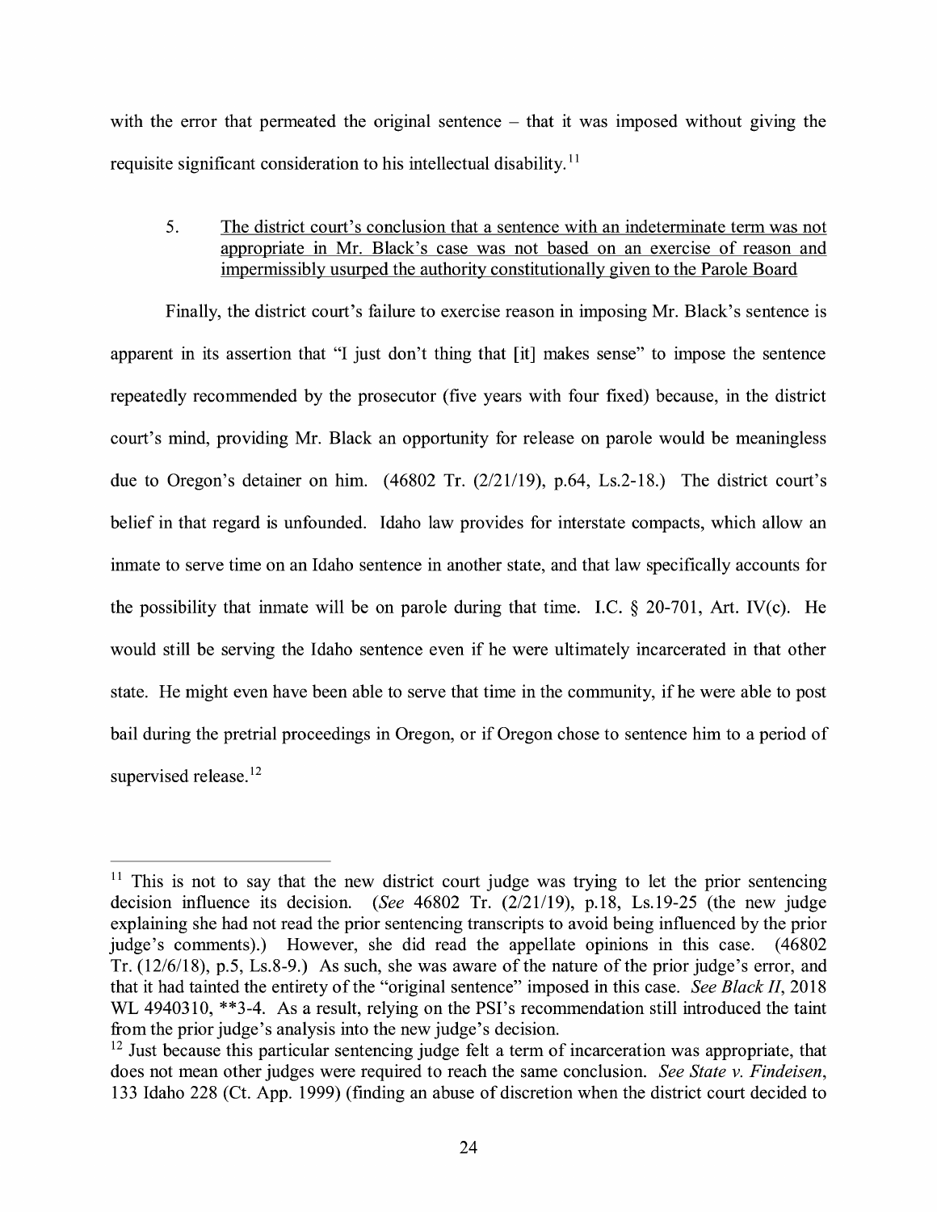with the error that permeated the original sentence – that it was imposed without giving the requisite significant consideration to his intellectual disability.[11]

5. <u>The district court's conclusion that a sentence with an indeterminate term was not appropriate in Mr. Black's case was not based on an exercise of reason and impermissibly usurped the authority constitutionally given to the Parole Board</u>

Finally, the district court's failure to exercise reason in imposing Mr. Black's sentence is apparent in its assertion that "I just don't thing that [it] makes sense" to impose the sentence repeatedly recommended by the prosecutor (five years with four fixed) because, in the district court's mind, providing Mr. Black an opportunity for release on parole would be meaningless due to Oregon's detainer on him. (46802 Tr. (2/21/19), p.64, Ls.2-18.) The district court's belief in that regard is unfounded. Idaho law provides for interstate compacts, which allow an inmate to serve time on an Idaho sentence in another state, and that law specifically accounts for the possibility that inmate will be on parole during that time. I.C. § 20-701, Art. IV(c). He would still be serving the Idaho sentence even if he were ultimately incarcerated in that other state. He might even have been able to serve that time in the community, if he were able to post bail during the pretrial proceedings in Oregon, or if Oregon chose to sentence him to a period of supervised release.[12]

---

[11] This is not to say that the new district court judge was trying to let the prior sentencing decision influence its decision. (*See* 46802 Tr. (2/21/19), p.18, Ls.19-25 (the new judge explaining she had not read the prior sentencing transcripts to avoid being influenced by the prior judge's comments).) However, she did read the appellate opinions in this case. (46802 Tr. (12/6/18), p.5, Ls.8-9.) As such, she was aware of the nature of the prior judge's error, and that it had tainted the entirety of the "original sentence" imposed in this case. *See Black II*, 2018 WL 4940310, **3-4. As a result, relying on the PSI's recommendation still introduced the taint from the prior judge's analysis into the new judge's decision.

[12] Just because this particular sentencing judge felt a term of incarceration was appropriate, that does not mean other judges were required to reach the same conclusion. *See State v. Findeisen*, 133 Idaho 228 (Ct. App. 1999) (finding an abuse of discretion when the district court decided to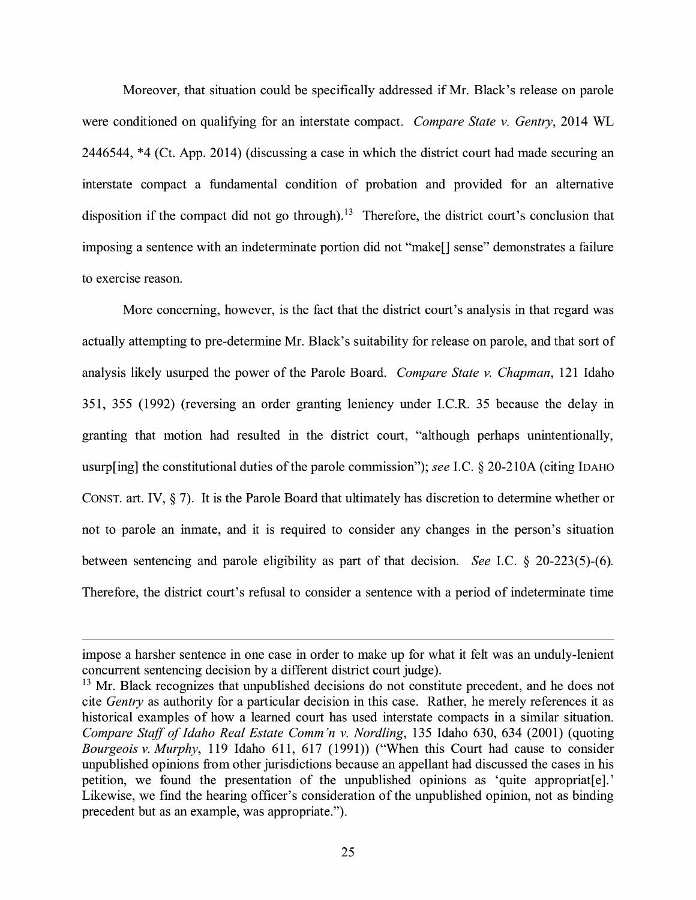Moreover, that situation could be specifically addressed if Mr. Black's release on parole were conditioned on qualifying for an interstate compact. *Compare State v. Gentry*, 2014 WL 2446544, *4 (Ct. App. 2014) (discussing a case in which the district court had made securing an interstate compact a fundamental condition of probation and provided for an alternative disposition if the compact did not go through).[13] Therefore, the district court's conclusion that imposing a sentence with an indeterminate portion did not "make[] sense" demonstrates a failure to exercise reason.

More concerning, however, is the fact that the district court's analysis in that regard was actually attempting to pre-determine Mr. Black's suitability for release on parole, and that sort of analysis likely usurped the power of the Parole Board. *Compare State v. Chapman*, 121 Idaho 351, 355 (1992) (reversing an order granting leniency under I.C.R. 35 because the delay in granting that motion had resulted in the district court, "although perhaps unintentionally, usurp[ing] the constitutional duties of the parole commission"); *see* I.C. § 20-210A (citing IDAHO CONST. art. IV, § 7). It is the Parole Board that ultimately has discretion to determine whether or not to parole an inmate, and it is required to consider any changes in the person's situation between sentencing and parole eligibility as part of that decision. *See* I.C. § 20-223(5)-(6). Therefore, the district court's refusal to consider a sentence with a period of indeterminate time

---

impose a harsher sentence in one case in order to make up for what it felt was an unduly-lenient concurrent sentencing decision by a different district court judge).

[13] Mr. Black recognizes that unpublished decisions do not constitute precedent, and he does not cite *Gentry* as authority for a particular decision in this case. Rather, he merely references it as historical examples of how a learned court has used interstate compacts in a similar situation. *Compare Staff of Idaho Real Estate Comm'n v. Nordling*, 135 Idaho 630, 634 (2001) (quoting *Bourgeois v. Murphy*, 119 Idaho 611, 617 (1991)) ("When this Court had cause to consider unpublished opinions from other jurisdictions because an appellant had discussed the cases in his petition, we found the presentation of the unpublished opinions as 'quite appropriat[e].' Likewise, we find the hearing officer's consideration of the unpublished opinion, not as binding precedent but as an example, was appropriate.").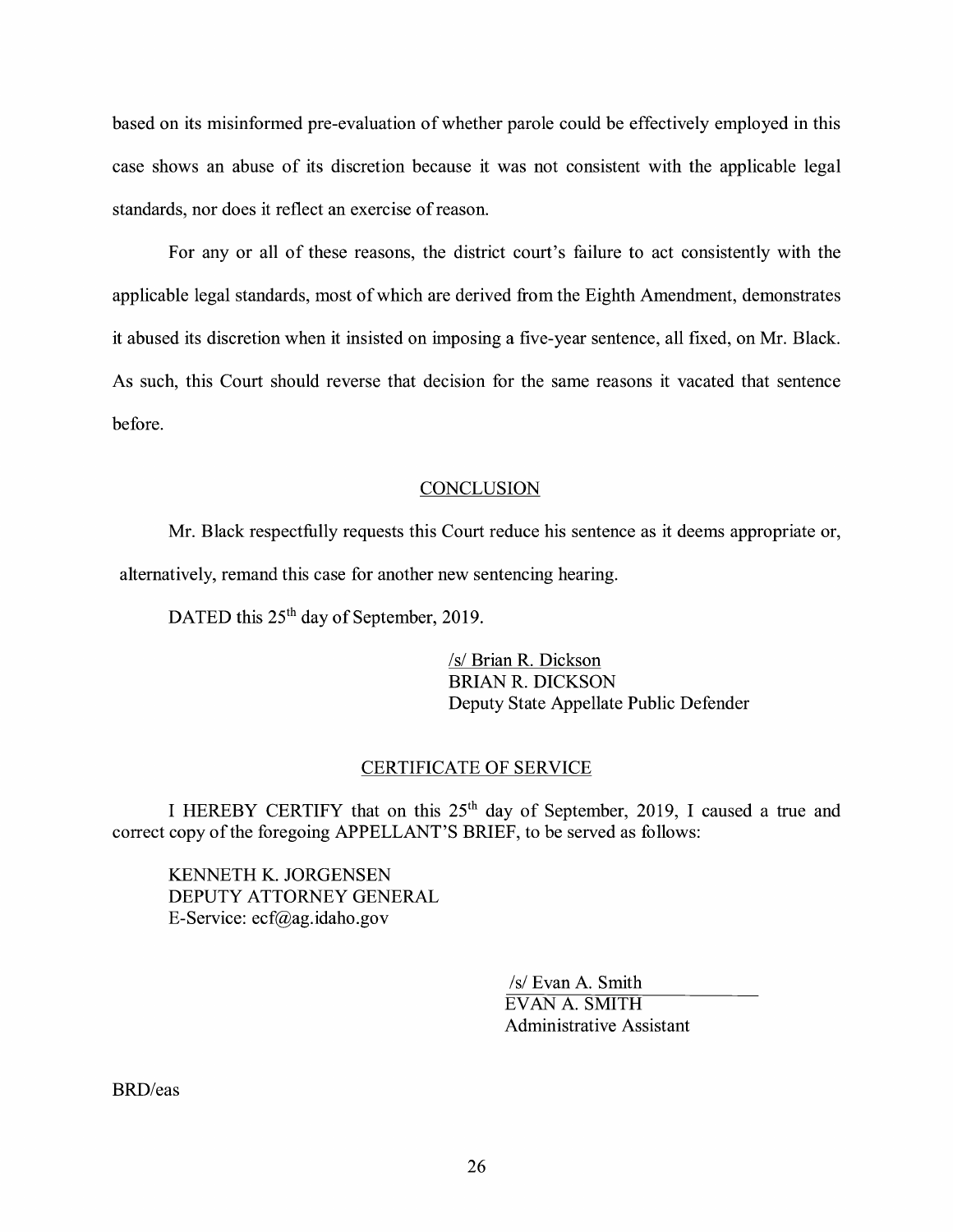based on its misinformed pre-evaluation of whether parole could be effectively employed in this case shows an abuse of its discretion because it was not consistent with the applicable legal standards, nor does it reflect an exercise of reason.

For any or all of these reasons, the district court's failure to act consistently with the applicable legal standards, most of which are derived from the Eighth Amendment, demonstrates it abused its discretion when it insisted on imposing a five-year sentence, all fixed, on Mr. Black. As such, this Court should reverse that decision for the same reasons it vacated that sentence before.

## CONCLUSION

Mr. Black respectfully requests this Court reduce his sentence as it deems appropriate or, alternatively, remand this case for another new sentencing hearing.

DATED this 25th day of September, 2019.

/s/ Brian R. Dickson
BRIAN R. DICKSON
Deputy State Appellate Public Defender

## CERTIFICATE OF SERVICE

I HEREBY CERTIFY that on this 25th day of September, 2019, I caused a true and correct copy of the foregoing APPELLANT'S BRIEF, to be served as follows:

KENNETH K. JORGENSEN
DEPUTY ATTORNEY GENERAL
E-Service: ecf@ag.idaho.gov

/s/ Evan A. Smith
EVAN A. SMITH
Administrative Assistant

BRD/eas